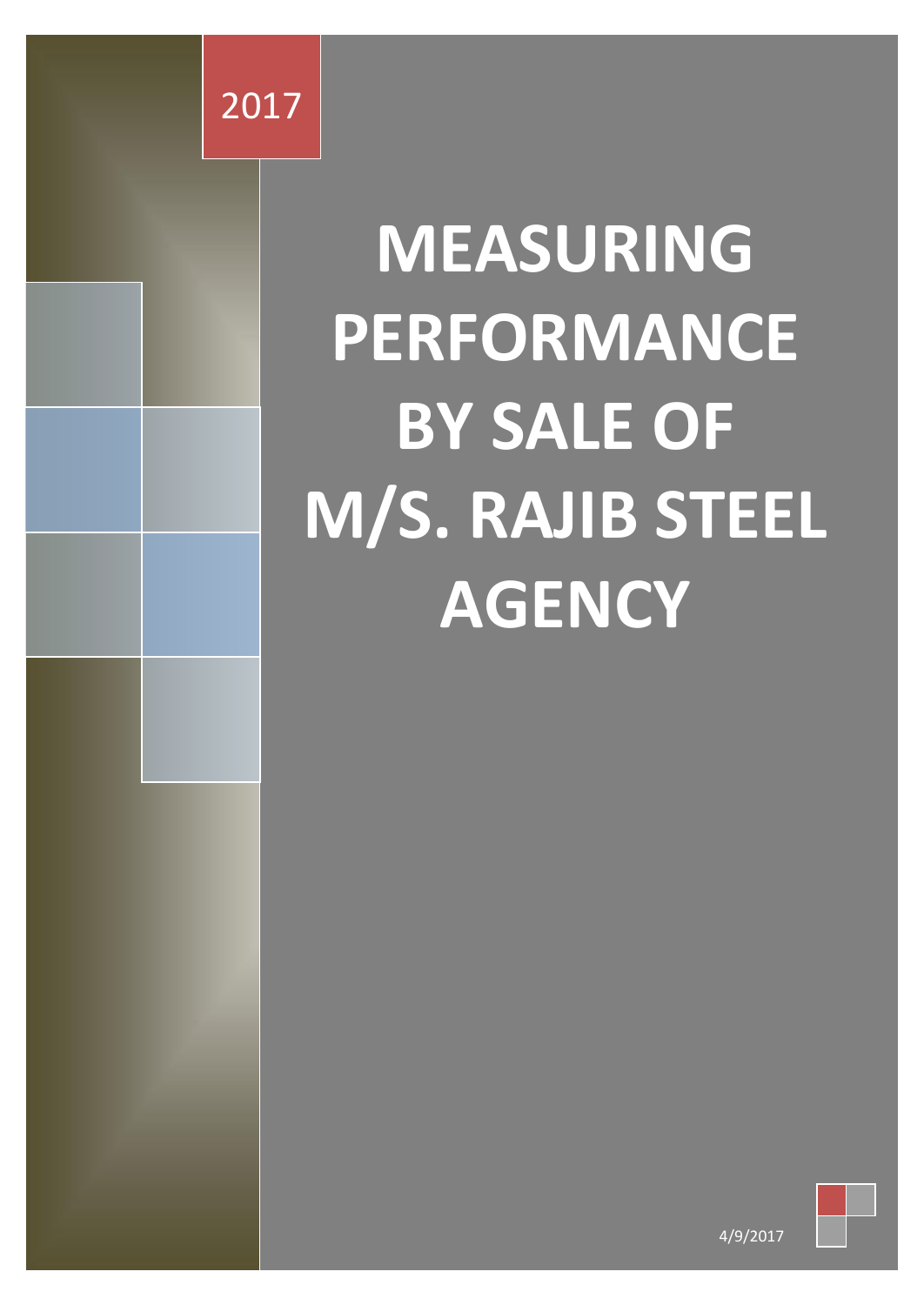2017

# MEASURING PERFORMANCE BY SALE OF M/S. RAJIB STEEL AGENCY

4/9/2017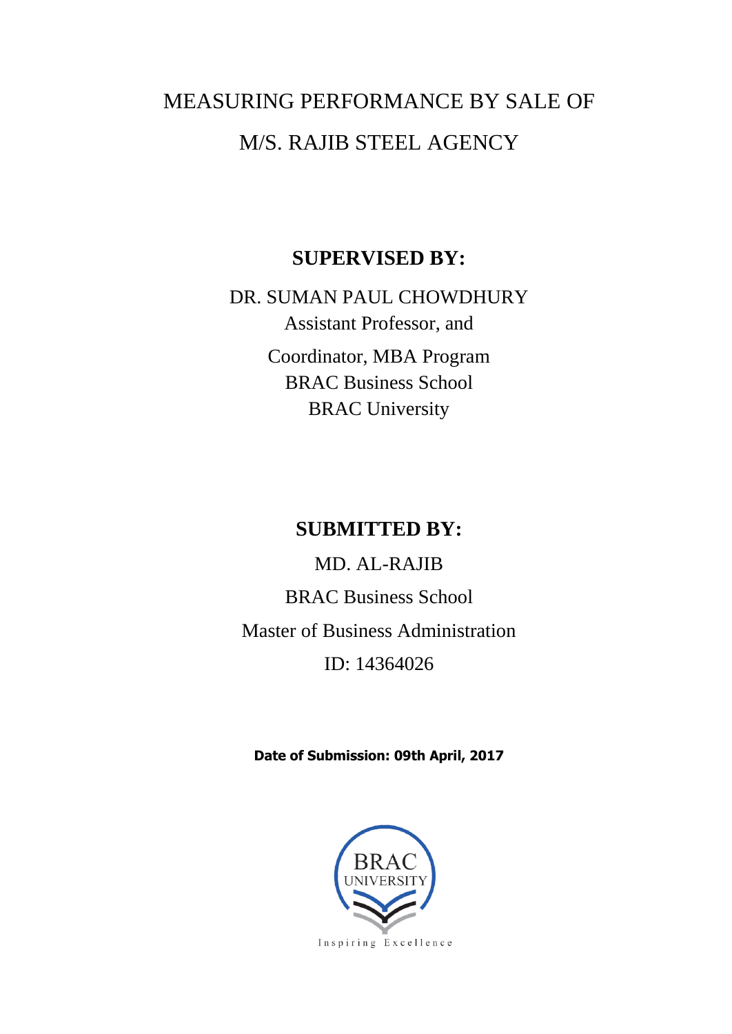# MEASURING PERFORMANCE BY SALE OF M/S. RAJIB STEEL AGENCY

**SUPERVISED BY:**

DR. SUMAN PAUL CHOWDHURY
Assistant Professor, and
Coordinator, MBA Program
BRAC Business School
BRAC University

**SUBMITTED BY:**

MD. AL-RAJIB
BRAC Business School
Master of Business Administration
ID: 14364026

**Date of Submission: 09th April, 2017**

BRAC UNIVERSITY
Inspiring Excellence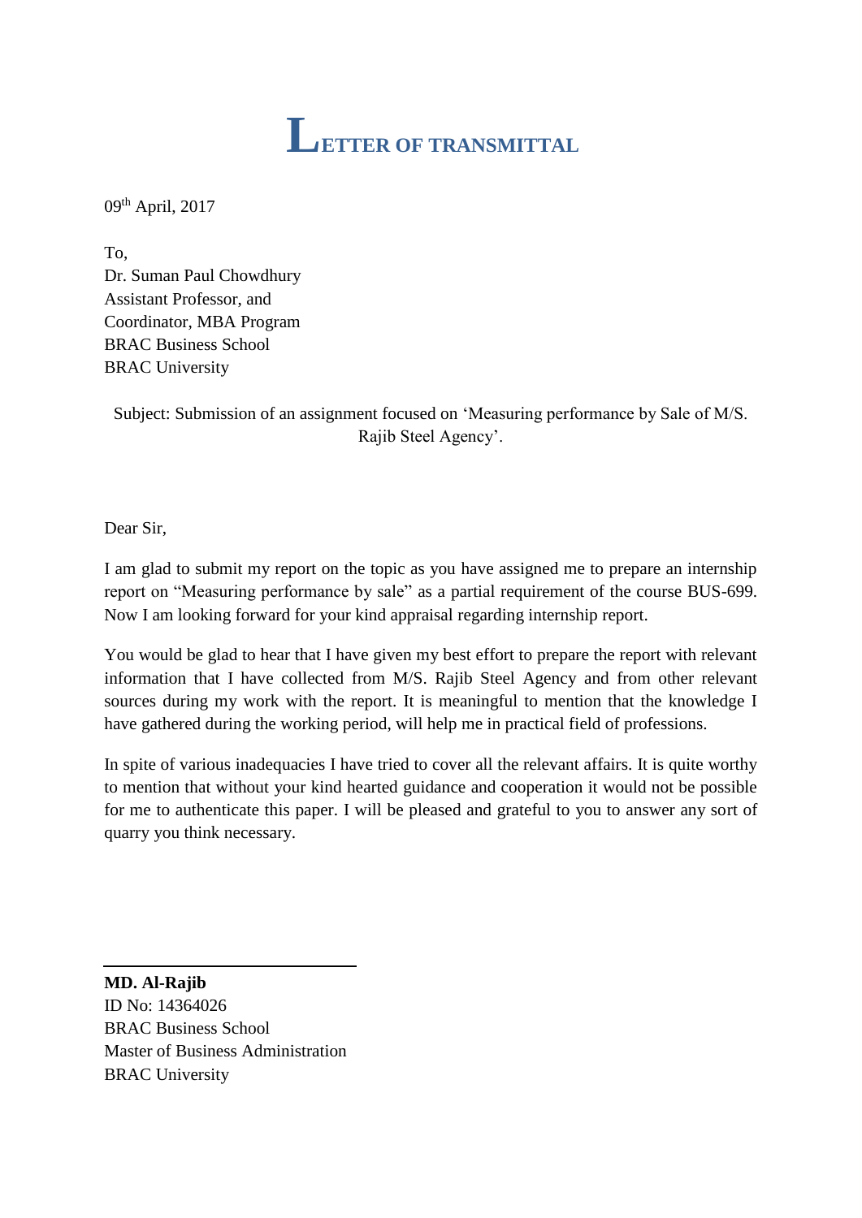# LETTER OF TRANSMITTAL

09th April, 2017

To,
Dr. Suman Paul Chowdhury
Assistant Professor, and
Coordinator, MBA Program
BRAC Business School
BRAC University

Subject: Submission of an assignment focused on 'Measuring performance by Sale of M/S. Rajib Steel Agency'.

Dear Sir,

I am glad to submit my report on the topic as you have assigned me to prepare an internship report on "Measuring performance by sale" as a partial requirement of the course BUS-699. Now I am looking forward for your kind appraisal regarding internship report.

You would be glad to hear that I have given my best effort to prepare the report with relevant information that I have collected from M/S. Rajib Steel Agency and from other relevant sources during my work with the report. It is meaningful to mention that the knowledge I have gathered during the working period, will help me in practical field of professions.

In spite of various inadequacies I have tried to cover all the relevant affairs. It is quite worthy to mention that without your kind hearted guidance and cooperation it would not be possible for me to authenticate this paper. I will be pleased and grateful to you to answer any sort of quarry you think necessary.

**MD. Al-Rajib**
ID No: 14364026
BRAC Business School
Master of Business Administration
BRAC University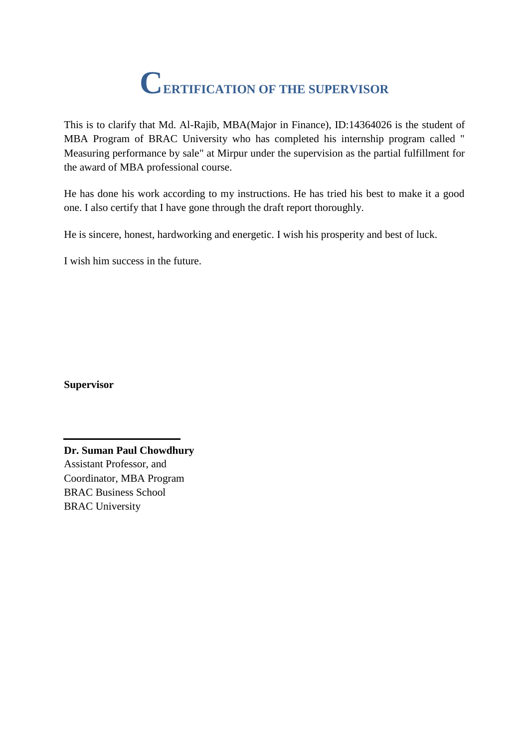# CERTIFICATION OF THE SUPERVISOR

This is to clarify that Md. Al-Rajib, MBA(Major in Finance), ID:14364026 is the student of MBA Program of BRAC University who has completed his internship program called " Measuring performance by sale" at Mirpur under the supervision as the partial fulfillment for the award of MBA professional course.

He has done his work according to my instructions. He has tried his best to make it a good one. I also certify that I have gone through the draft report thoroughly.

He is sincere, honest, hardworking and energetic. I wish his prosperity and best of luck.

I wish him success in the future.

**Supervisor**

---

**Dr. Suman Paul Chowdhury**
Assistant Professor, and
Coordinator, MBA Program
BRAC Business School
BRAC University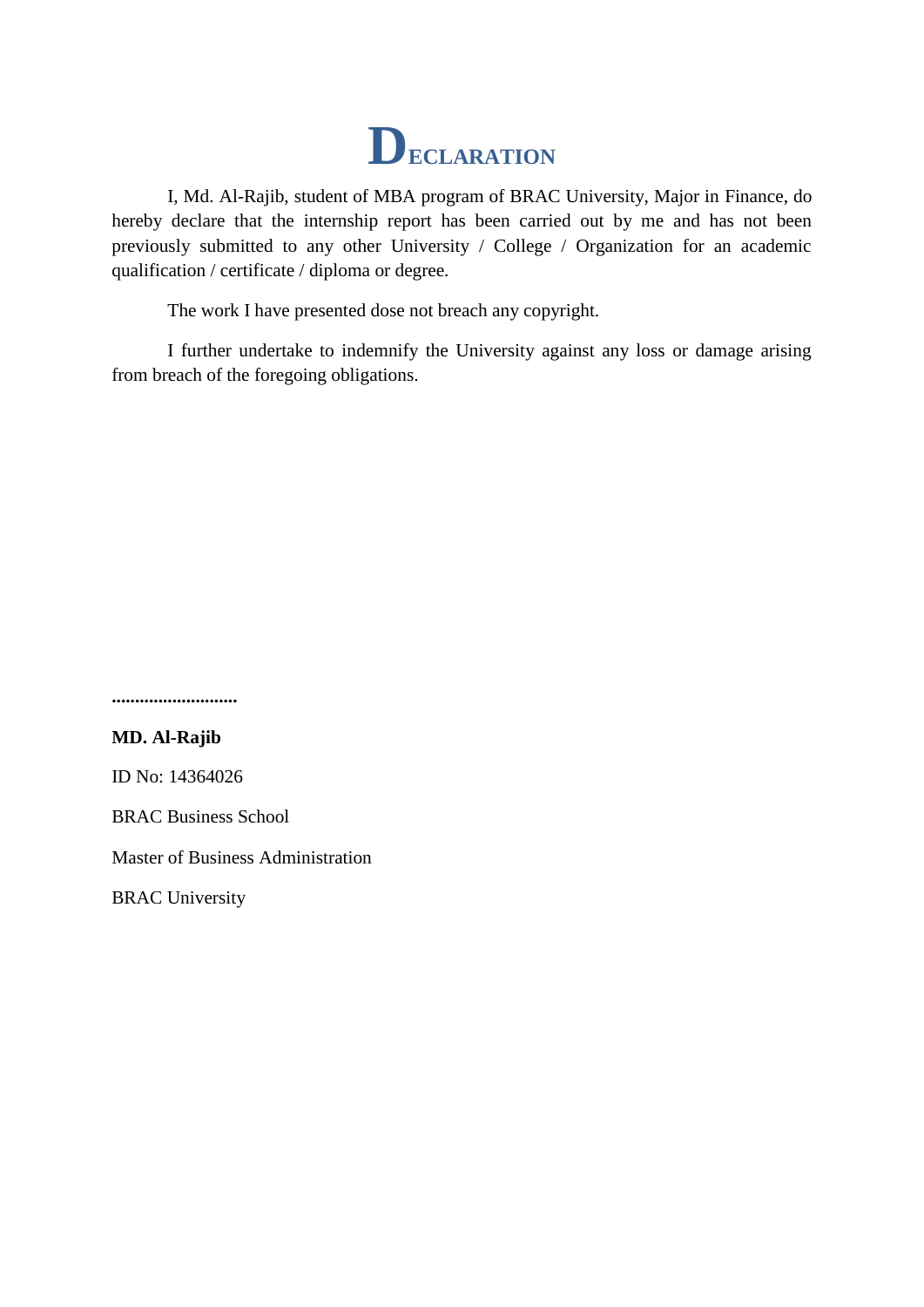# DECLARATION

I, Md. Al-Rajib, student of MBA program of BRAC University, Major in Finance, do hereby declare that the internship report has been carried out by me and has not been previously submitted to any other University / College / Organization for an academic qualification / certificate / diploma or degree.

The work I have presented dose not breach any copyright.

I further undertake to indemnify the University against any loss or damage arising from breach of the foregoing obligations.

...........................

**MD. Al-Rajib**

ID No: 14364026

BRAC Business School

Master of Business Administration

BRAC University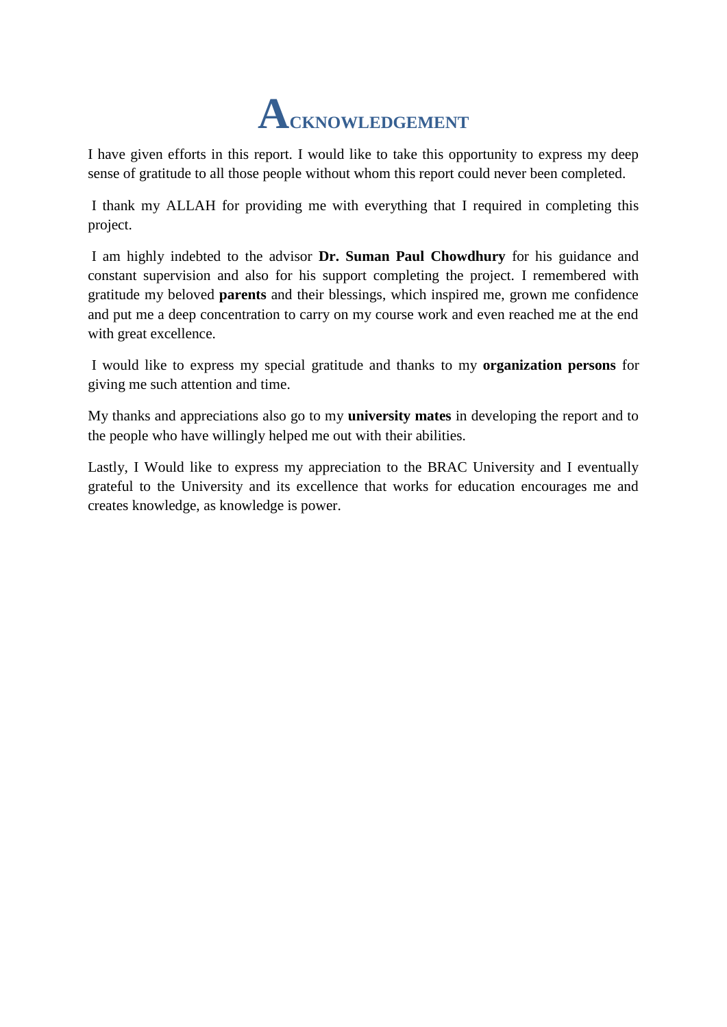# ACKNOWLEDGEMENT

I have given efforts in this report. I would like to take this opportunity to express my deep sense of gratitude to all those people without whom this report could never been completed.

I thank my ALLAH for providing me with everything that I required in completing this project.

I am highly indebted to the advisor **Dr. Suman Paul Chowdhury** for his guidance and constant supervision and also for his support completing the project. I remembered with gratitude my beloved **parents** and their blessings, which inspired me, grown me confidence and put me a deep concentration to carry on my course work and even reached me at the end with great excellence.

I would like to express my special gratitude and thanks to my **organization persons** for giving me such attention and time.

My thanks and appreciations also go to my **university mates** in developing the report and to the people who have willingly helped me out with their abilities.

Lastly, I Would like to express my appreciation to the BRAC University and I eventually grateful to the University and its excellence that works for education encourages me and creates knowledge, as knowledge is power.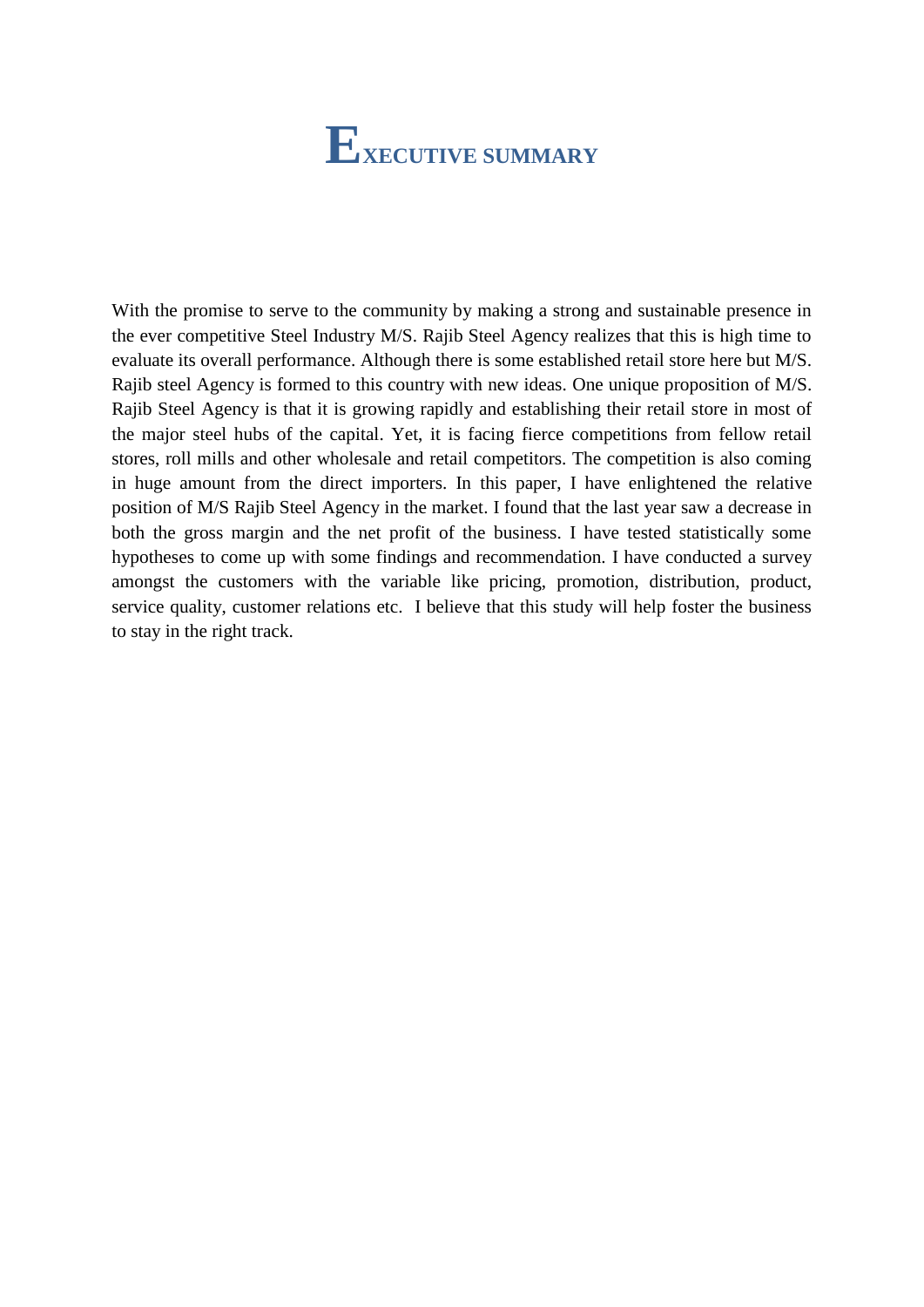# EXECUTIVE SUMMARY

With the promise to serve to the community by making a strong and sustainable presence in the ever competitive Steel Industry M/S. Rajib Steel Agency realizes that this is high time to evaluate its overall performance. Although there is some established retail store here but M/S. Rajib steel Agency is formed to this country with new ideas. One unique proposition of M/S. Rajib Steel Agency is that it is growing rapidly and establishing their retail store in most of the major steel hubs of the capital. Yet, it is facing fierce competitions from fellow retail stores, roll mills and other wholesale and retail competitors. The competition is also coming in huge amount from the direct importers. In this paper, I have enlightened the relative position of M/S Rajib Steel Agency in the market. I found that the last year saw a decrease in both the gross margin and the net profit of the business. I have tested statistically some hypotheses to come up with some findings and recommendation. I have conducted a survey amongst the customers with the variable like pricing, promotion, distribution, product, service quality, customer relations etc. I believe that this study will help foster the business to stay in the right track.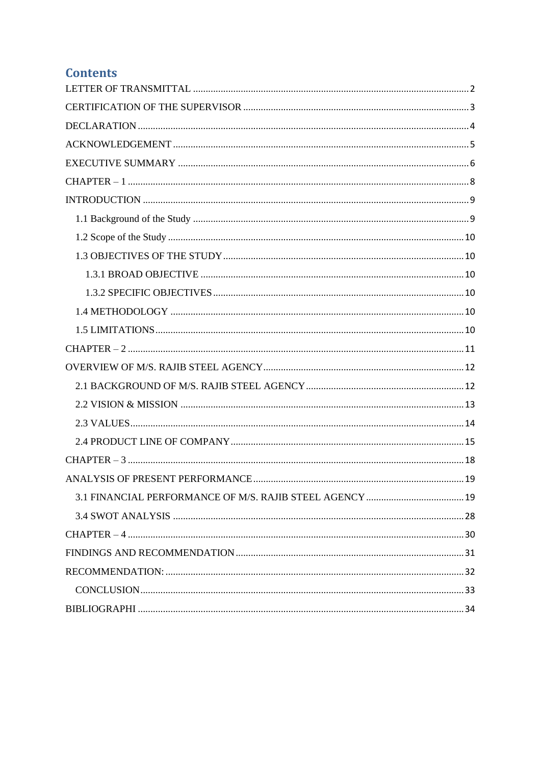# Contents

LETTER OF TRANSMITTAL ........ 2

CERTIFICATION OF THE SUPERVISOR ........ 3

DECLARATION ........ 4

ACKNOWLEDGEMENT ........ 5

EXECUTIVE SUMMARY ........ 6

CHAPTER – 1 ........ 8

INTRODUCTION ........ 9

- 1.1 Background of the Study ........ 9
- 1.2 Scope of the Study ........ 10
- 1.3 OBJECTIVES OF THE STUDY ........ 10
  - 1.3.1 BROAD OBJECTIVE ........ 10
  - 1.3.2 SPECIFIC OBJECTIVES ........ 10
- 1.4 METHODOLOGY ........ 10
- 1.5 LIMITATIONS ........ 10

CHAPTER – 2 ........ 11

OVERVIEW OF M/S. RAJIB STEEL AGENCY ........ 12

- 2.1 BACKGROUND OF M/S. RAJIB STEEL AGENCY ........ 12
- 2.2 VISION & MISSION ........ 13
- 2.3 VALUES ........ 14
- 2.4 PRODUCT LINE OF COMPANY ........ 15

CHAPTER – 3 ........ 18

ANALYSIS OF PRESENT PERFORMANCE ........ 19

- 3.1 FINANCIAL PERFORMANCE OF M/S. RAJIB STEEL AGENCY ........ 19
- 3.4 SWOT ANALYSIS ........ 28

CHAPTER – 4 ........ 30

FINDINGS AND RECOMMENDATION ........ 31

RECOMMENDATION: ........ 32

- CONCLUSION ........ 33

BIBLIOGRAPHI ........ 34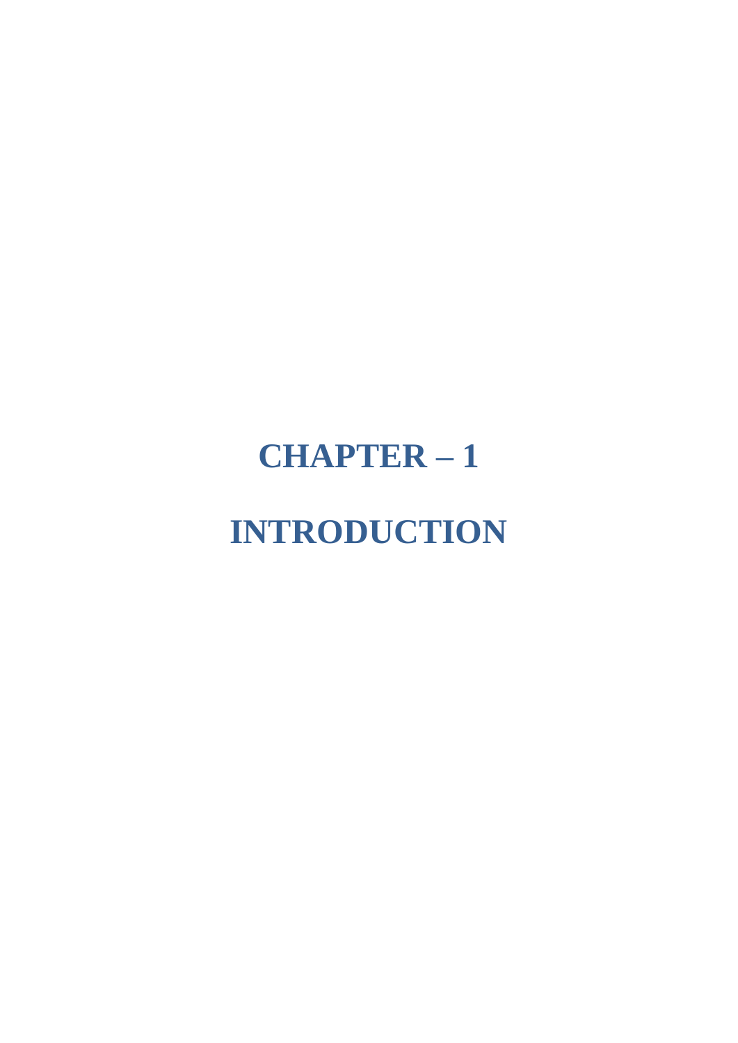# CHAPTER – 1

# INTRODUCTION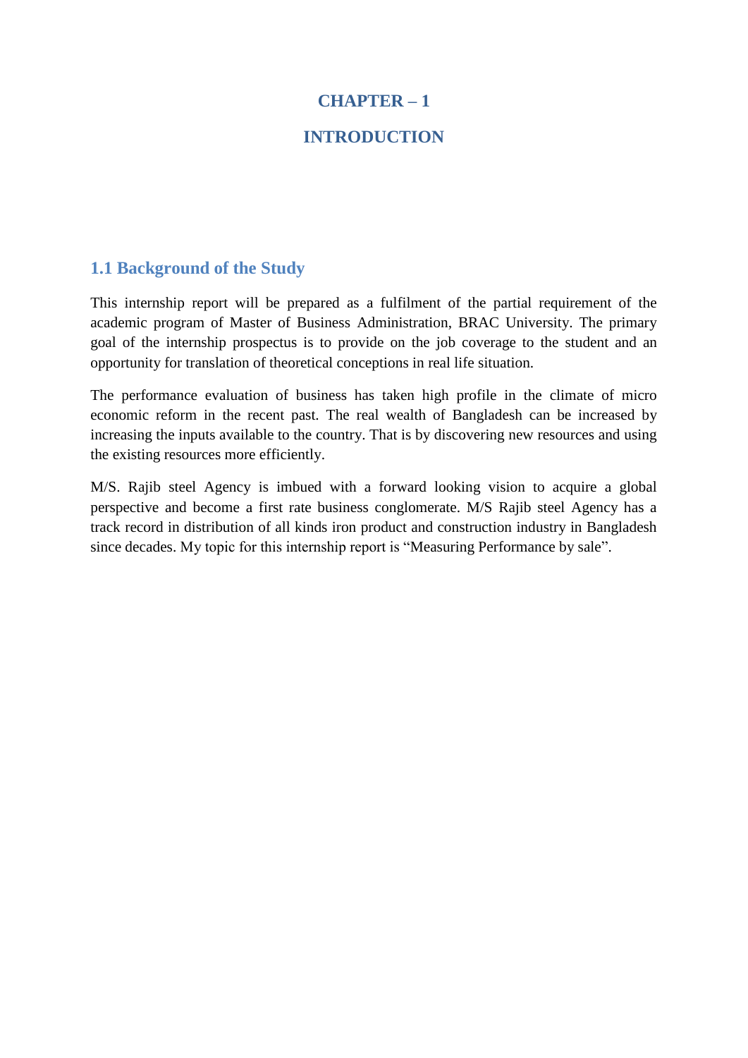# CHAPTER – 1

# INTRODUCTION

## 1.1 Background of the Study

This internship report will be prepared as a fulfilment of the partial requirement of the academic program of Master of Business Administration, BRAC University. The primary goal of the internship prospectus is to provide on the job coverage to the student and an opportunity for translation of theoretical conceptions in real life situation.

The performance evaluation of business has taken high profile in the climate of micro economic reform in the recent past. The real wealth of Bangladesh can be increased by increasing the inputs available to the country. That is by discovering new resources and using the existing resources more efficiently.

M/S. Rajib steel Agency is imbued with a forward looking vision to acquire a global perspective and become a first rate business conglomerate. M/S Rajib steel Agency has a track record in distribution of all kinds iron product and construction industry in Bangladesh since decades. My topic for this internship report is “Measuring Performance by sale”.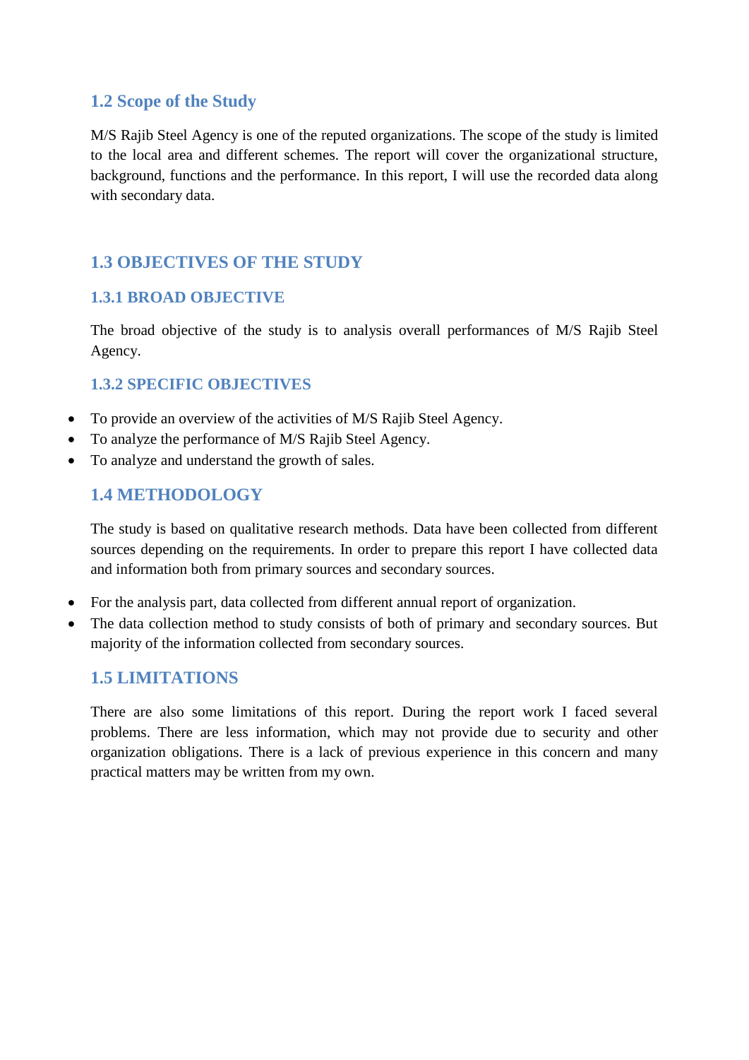## 1.2 Scope of the Study

M/S Rajib Steel Agency is one of the reputed organizations. The scope of the study is limited to the local area and different schemes. The report will cover the organizational structure, background, functions and the performance. In this report, I will use the recorded data along with secondary data.

## 1.3 OBJECTIVES OF THE STUDY

### 1.3.1 BROAD OBJECTIVE

The broad objective of the study is to analysis overall performances of M/S Rajib Steel Agency.

### 1.3.2 SPECIFIC OBJECTIVES

- To provide an overview of the activities of M/S Rajib Steel Agency.
- To analyze the performance of M/S Rajib Steel Agency.
- To analyze and understand the growth of sales.

## 1.4 METHODOLOGY

The study is based on qualitative research methods. Data have been collected from different sources depending on the requirements. In order to prepare this report I have collected data and information both from primary sources and secondary sources.

- For the analysis part, data collected from different annual report of organization.
- The data collection method to study consists of both of primary and secondary sources. But majority of the information collected from secondary sources.

## 1.5 LIMITATIONS

There are also some limitations of this report. During the report work I faced several problems. There are less information, which may not provide due to security and other organization obligations. There is a lack of previous experience in this concern and many practical matters may be written from my own.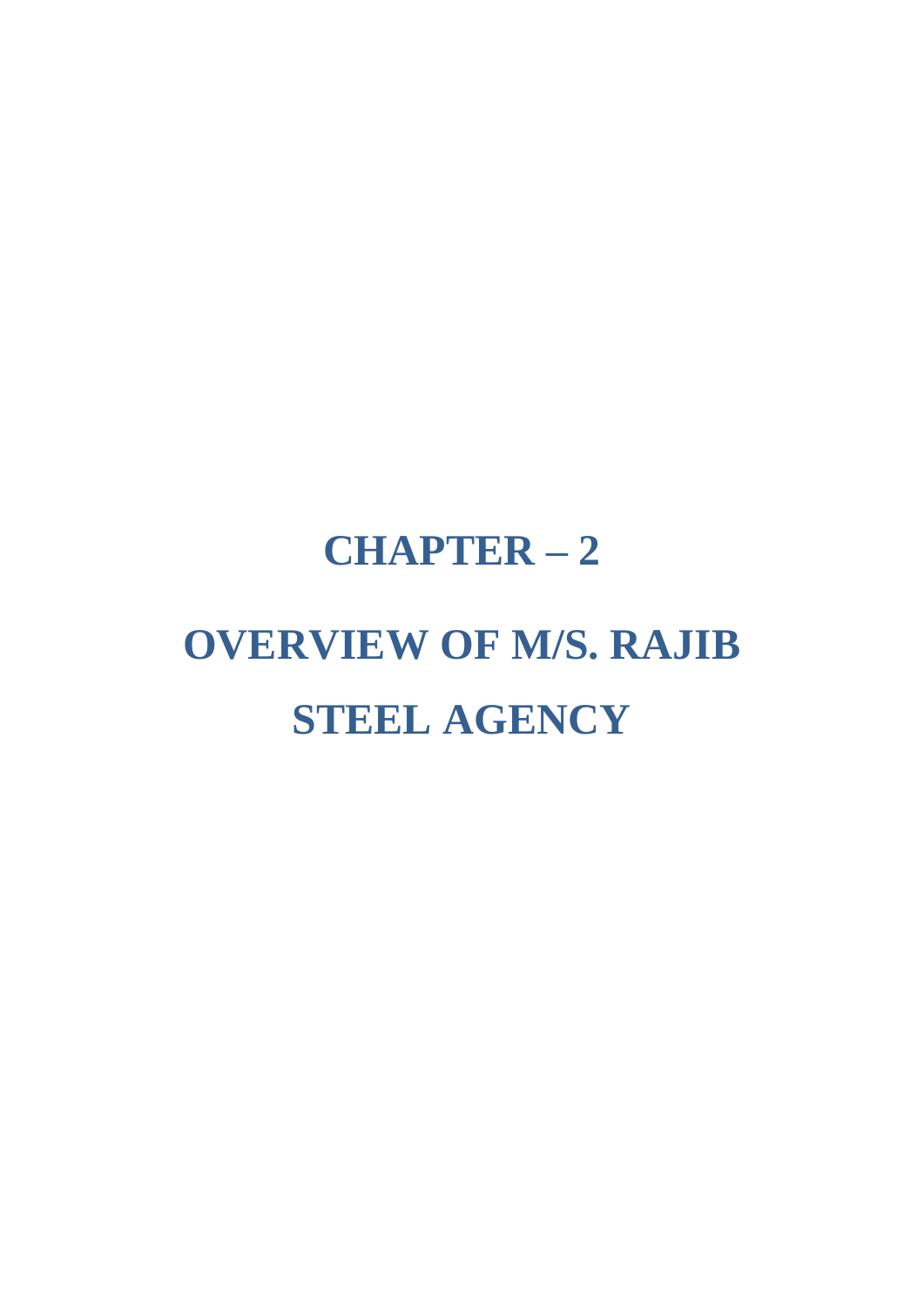# CHAPTER – 2

# OVERVIEW OF M/S. RAJIB STEEL AGENCY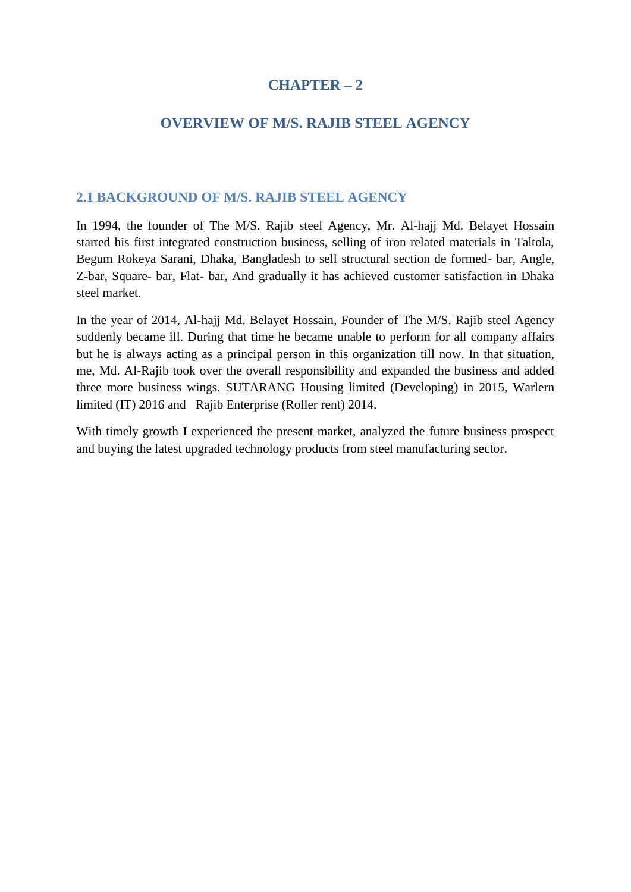# CHAPTER – 2

# OVERVIEW OF M/S. RAJIB STEEL AGENCY

## 2.1 BACKGROUND OF M/S. RAJIB STEEL AGENCY

In 1994, the founder of The M/S. Rajib steel Agency, Mr. Al-hajj Md. Belayet Hossain started his first integrated construction business, selling of iron related materials in Taltola, Begum Rokeya Sarani, Dhaka, Bangladesh to sell structural section de formed- bar, Angle, Z-bar, Square- bar, Flat- bar, And gradually it has achieved customer satisfaction in Dhaka steel market.

In the year of 2014, Al-hajj Md. Belayet Hossain, Founder of The M/S. Rajib steel Agency suddenly became ill. During that time he became unable to perform for all company affairs but he is always acting as a principal person in this organization till now. In that situation, me, Md. Al-Rajib took over the overall responsibility and expanded the business and added three more business wings. SUTARANG Housing limited (Developing) in 2015, Warlern limited (IT) 2016 and Rajib Enterprise (Roller rent) 2014.

With timely growth I experienced the present market, analyzed the future business prospect and buying the latest upgraded technology products from steel manufacturing sector.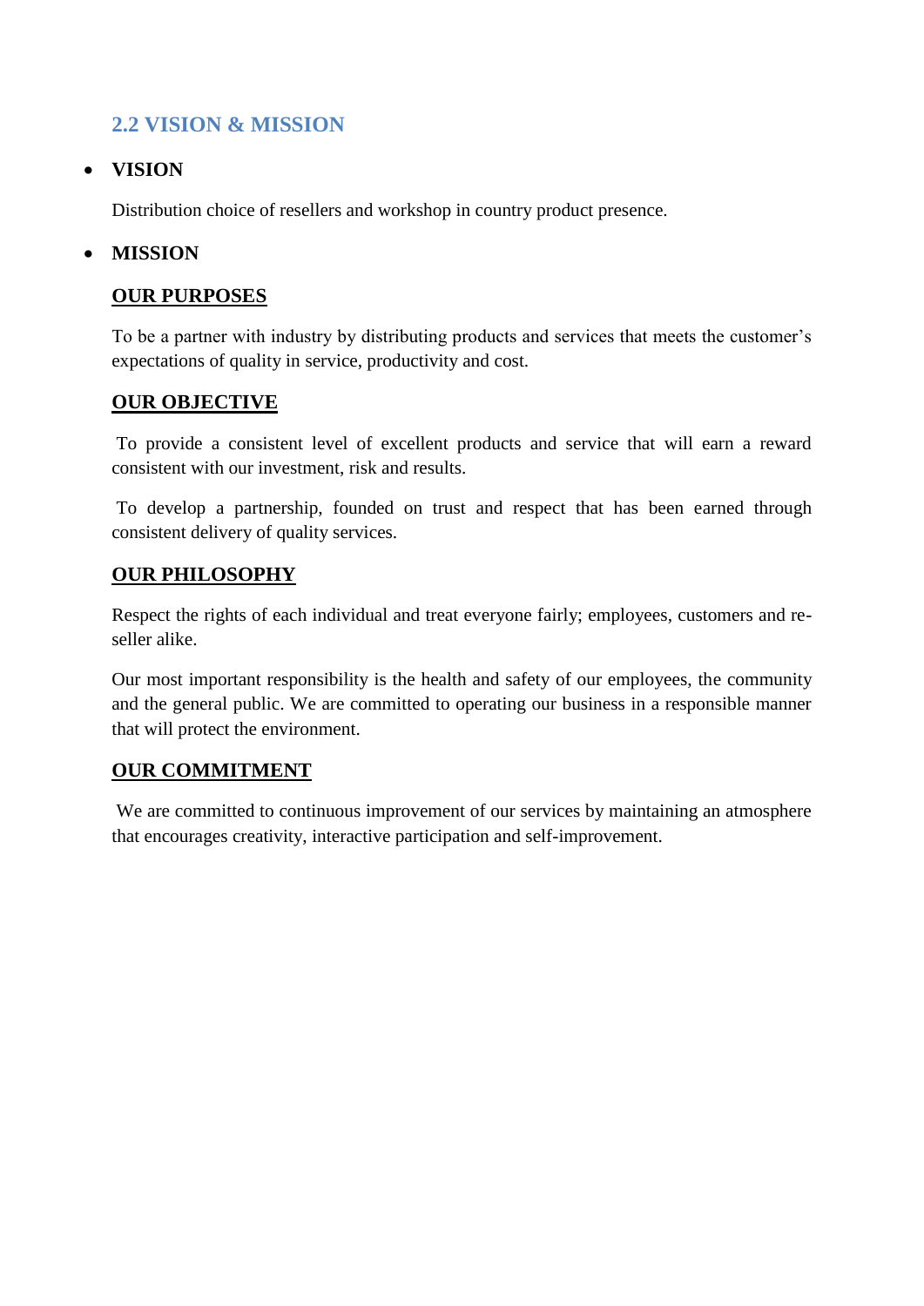## 2.2 VISION & MISSION

- **VISION**

  Distribution choice of resellers and workshop in country product presence.

- **MISSION**

  **<u>OUR PURPOSES</u>**

  To be a partner with industry by distributing products and services that meets the customer's expectations of quality in service, productivity and cost.

  **<u>OUR OBJECTIVE</u>**

  To provide a consistent level of excellent products and service that will earn a reward consistent with our investment, risk and results.

  To develop a partnership, founded on trust and respect that has been earned through consistent delivery of quality services.

  **<u>OUR PHILOSOPHY</u>**

  Respect the rights of each individual and treat everyone fairly; employees, customers and re-seller alike.

  Our most important responsibility is the health and safety of our employees, the community and the general public. We are committed to operating our business in a responsible manner that will protect the environment.

  **<u>OUR COMMITMENT</u>**

  We are committed to continuous improvement of our services by maintaining an atmosphere that encourages creativity, interactive participation and self-improvement.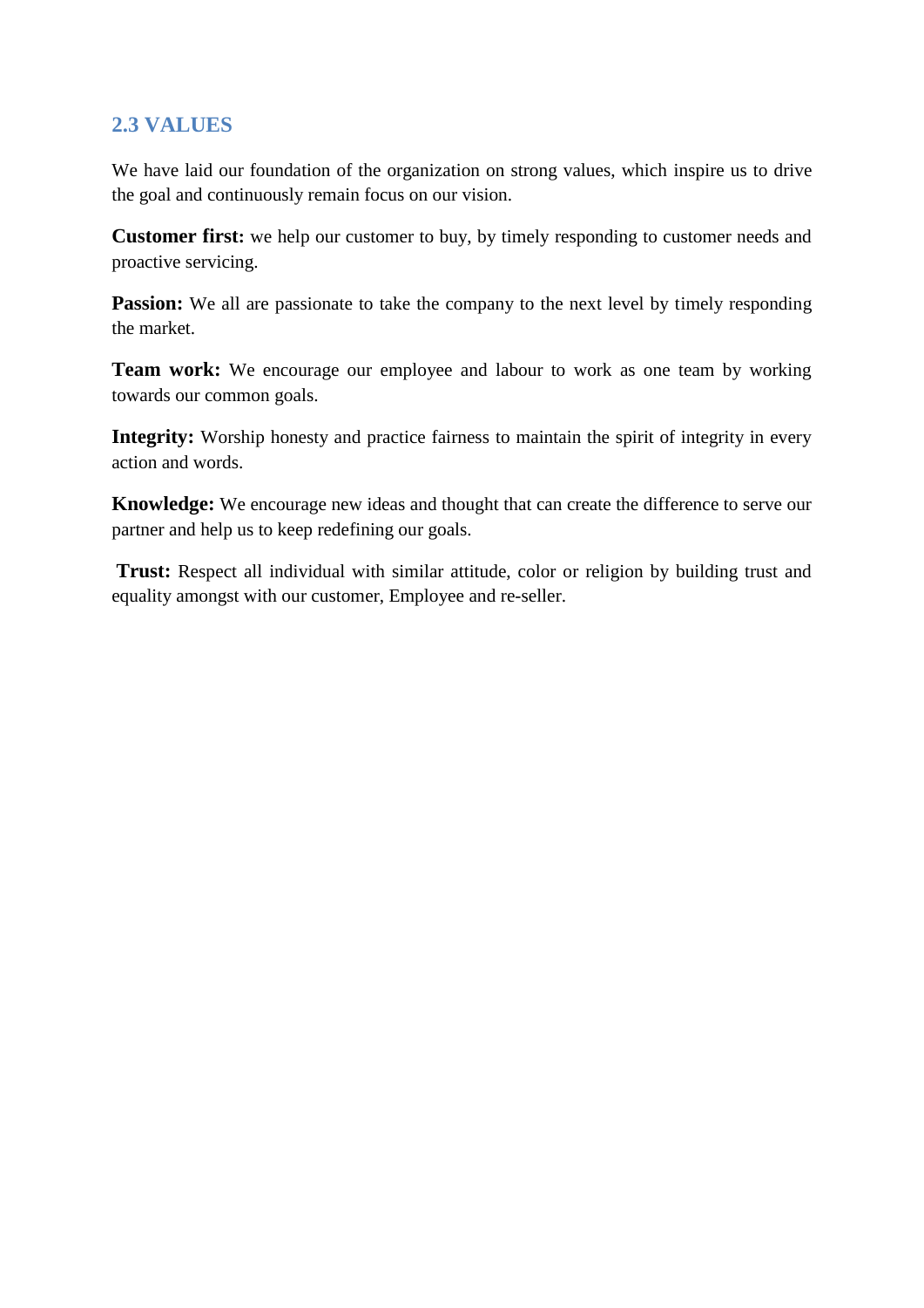## 2.3 VALUES

We have laid our foundation of the organization on strong values, which inspire us to drive the goal and continuously remain focus on our vision.

**Customer first:** we help our customer to buy, by timely responding to customer needs and proactive servicing.

**Passion:** We all are passionate to take the company to the next level by timely responding the market.

**Team work:** We encourage our employee and labour to work as one team by working towards our common goals.

**Integrity:** Worship honesty and practice fairness to maintain the spirit of integrity in every action and words.

**Knowledge:** We encourage new ideas and thought that can create the difference to serve our partner and help us to keep redefining our goals.

**Trust:** Respect all individual with similar attitude, color or religion by building trust and equality amongst with our customer, Employee and re-seller.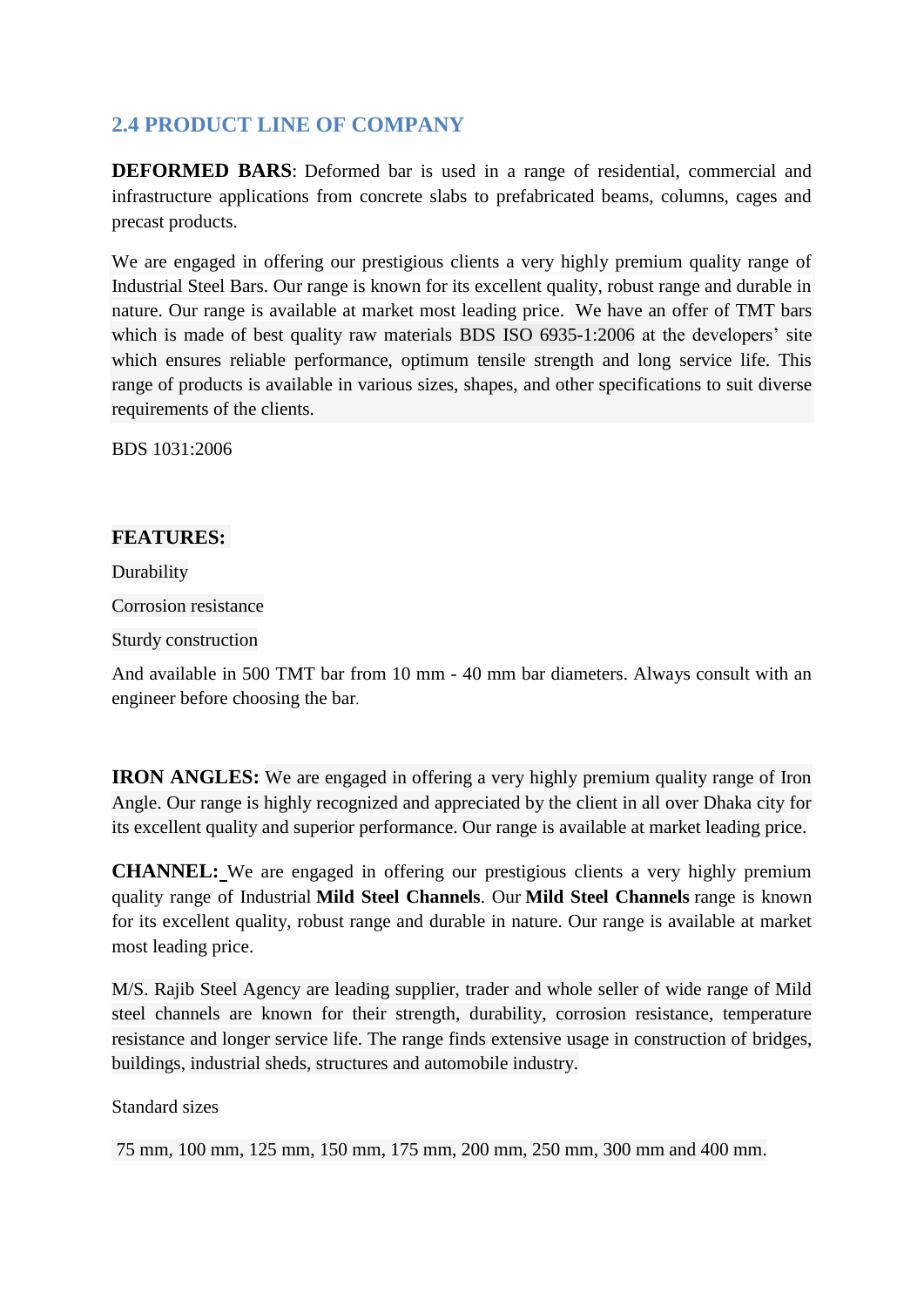## 2.4 PRODUCT LINE OF COMPANY

**DEFORMED BARS**: Deformed bar is used in a range of residential, commercial and infrastructure applications from concrete slabs to prefabricated beams, columns, cages and precast products.

We are engaged in offering our prestigious clients a very highly premium quality range of Industrial Steel Bars. Our range is known for its excellent quality, robust range and durable in nature. Our range is available at market most leading price. We have an offer of TMT bars which is made of best quality raw materials BDS ISO 6935-1:2006 at the developers' site which ensures reliable performance, optimum tensile strength and long service life. This range of products is available in various sizes, shapes, and other specifications to suit diverse requirements of the clients.

BDS 1031:2006

**FEATURES:**

Durability

Corrosion resistance

Sturdy construction

And available in 500 TMT bar from 10 mm - 40 mm bar diameters. Always consult with an engineer before choosing the bar.

**IRON ANGLES:** We are engaged in offering a very highly premium quality range of Iron Angle. Our range is highly recognized and appreciated by the client in all over Dhaka city for its excellent quality and superior performance. Our range is available at market leading price.

**CHANNEL:** We are engaged in offering our prestigious clients a very highly premium quality range of Industrial **Mild Steel Channels**. Our **Mild Steel Channels** range is known for its excellent quality, robust range and durable in nature. Our range is available at market most leading price.

M/S. Rajib Steel Agency are leading supplier, trader and whole seller of wide range of Mild steel channels are known for their strength, durability, corrosion resistance, temperature resistance and longer service life. The range finds extensive usage in construction of bridges, buildings, industrial sheds, structures and automobile industry.

Standard sizes

75 mm, 100 mm, 125 mm, 150 mm, 175 mm, 200 mm, 250 mm, 300 mm and 400 mm.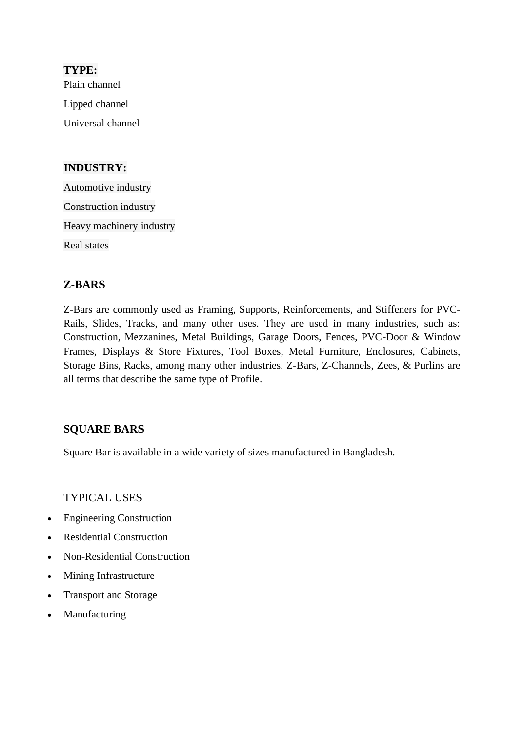**TYPE:**

Plain channel

Lipped channel

Universal channel

**INDUSTRY:**

Automotive industry

Construction industry

Heavy machinery industry

Real states

### Z-BARS

Z-Bars are commonly used as Framing, Supports, Reinforcements, and Stiffeners for PVC-Rails, Slides, Tracks, and many other uses. They are used in many industries, such as: Construction, Mezzanines, Metal Buildings, Garage Doors, Fences, PVC-Door & Window Frames, Displays & Store Fixtures, Tool Boxes, Metal Furniture, Enclosures, Cabinets, Storage Bins, Racks, among many other industries. Z-Bars, Z-Channels, Zees, & Purlins are all terms that describe the same type of Profile.

### SQUARE BARS

Square Bar is available in a wide variety of sizes manufactured in Bangladesh.

TYPICAL USES

- Engineering Construction
- Residential Construction
- Non-Residential Construction
- Mining Infrastructure
- Transport and Storage
- Manufacturing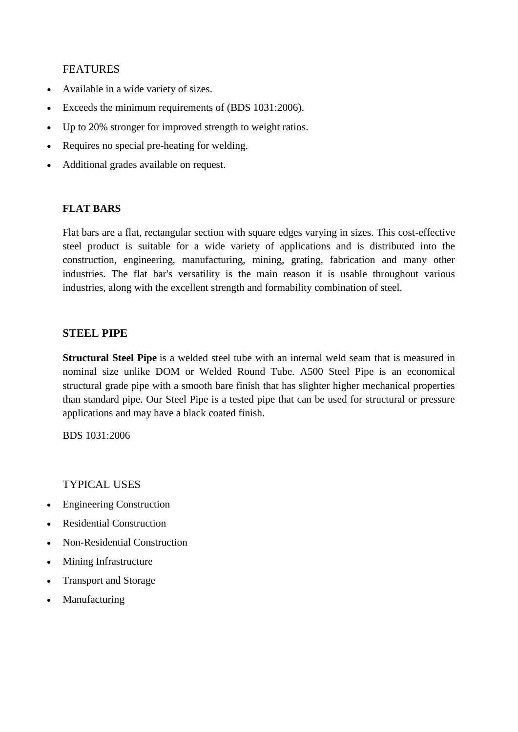FEATURES

- Available in a wide variety of sizes.
- Exceeds the minimum requirements of (BDS 1031:2006).
- Up to 20% stronger for improved strength to weight ratios.
- Requires no special pre-heating for welding.
- Additional grades available on request.

## FLAT BARS

Flat bars are a flat, rectangular section with square edges varying in sizes. This cost-effective steel product is suitable for a wide variety of applications and is distributed into the construction, engineering, manufacturing, mining, grating, fabrication and many other industries. The flat bar's versatility is the main reason it is usable throughout various industries, along with the excellent strength and formability combination of steel.

## STEEL PIPE

**Structural Steel Pipe** is a welded steel tube with an internal weld seam that is measured in nominal size unlike DOM or Welded Round Tube. A500 Steel Pipe is an economical structural grade pipe with a smooth bare finish that has slighter higher mechanical properties than standard pipe. Our Steel Pipe is a tested pipe that can be used for structural or pressure applications and may have a black coated finish.

BDS 1031:2006

TYPICAL USES

- Engineering Construction
- Residential Construction
- Non-Residential Construction
- Mining Infrastructure
- Transport and Storage
- Manufacturing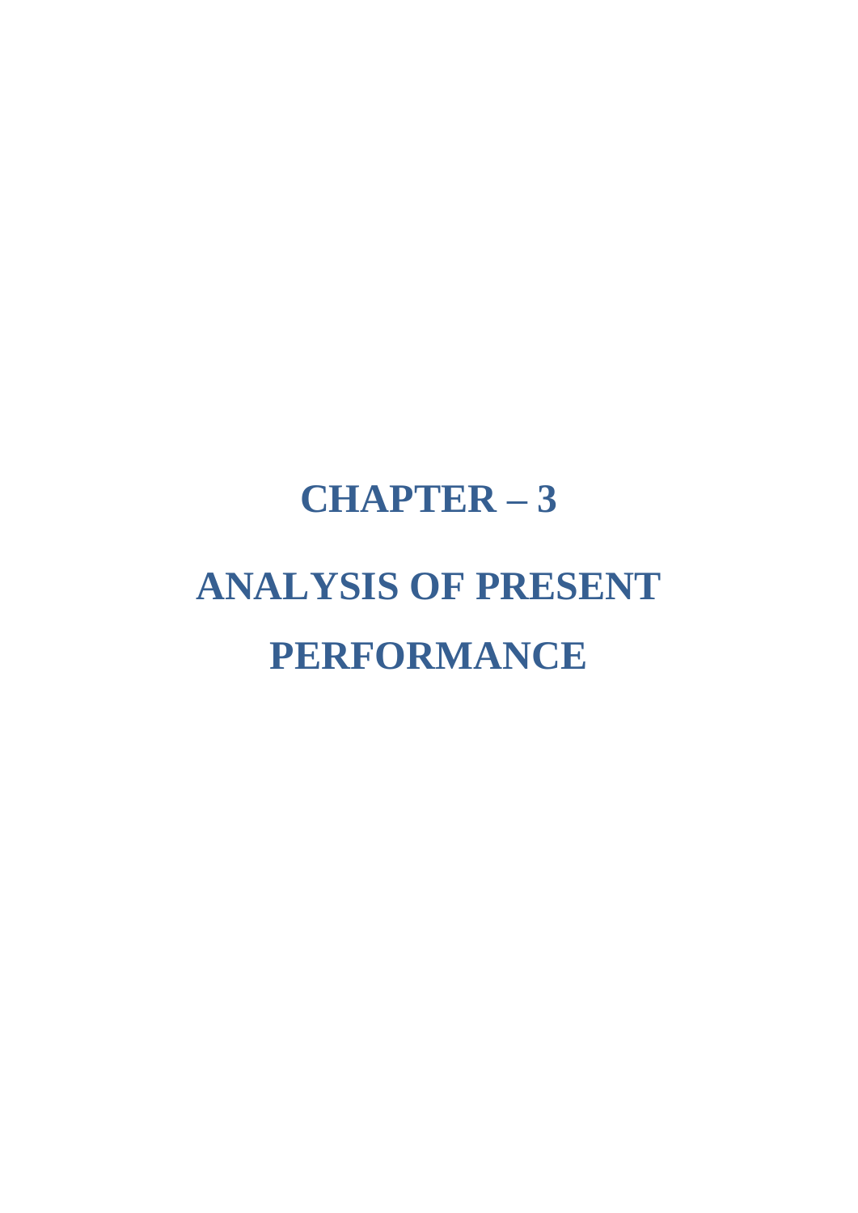# CHAPTER – 3

# ANALYSIS OF PRESENT PERFORMANCE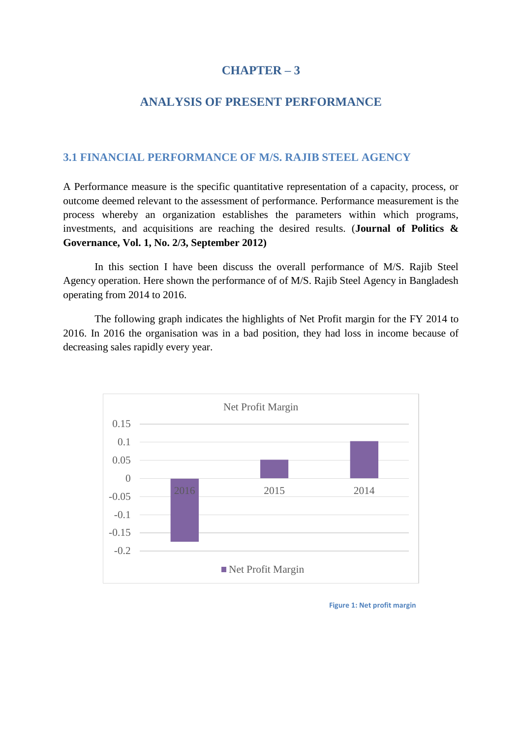# CHAPTER – 3

## ANALYSIS OF PRESENT PERFORMANCE

### 3.1 FINANCIAL PERFORMANCE OF M/S. RAJIB STEEL AGENCY

A Performance measure is the specific quantitative representation of a capacity, process, or outcome deemed relevant to the assessment of performance. Performance measurement is the process whereby an organization establishes the parameters within which programs, investments, and acquisitions are reaching the desired results. (**Journal of Politics & Governance, Vol. 1, No. 2/3, September 2012)**

In this section I have been discuss the overall performance of M/S. Rajib Steel Agency operation. Here shown the performance of of M/S. Rajib Steel Agency in Bangladesh operating from 2014 to 2016.

The following graph indicates the highlights of Net Profit margin for the FY 2014 to 2016. In 2016 the organisation was in a bad position, they had loss in income because of decreasing sales rapidly every year.

Net Profit Margin

| Year | Net Profit Margin |
|---|---|
| 2016 | -0.175 (approx.) |
| 2015 | 0.05 (approx.) |
| 2014 | 0.10 (approx.) |

Figure 1: Net profit margin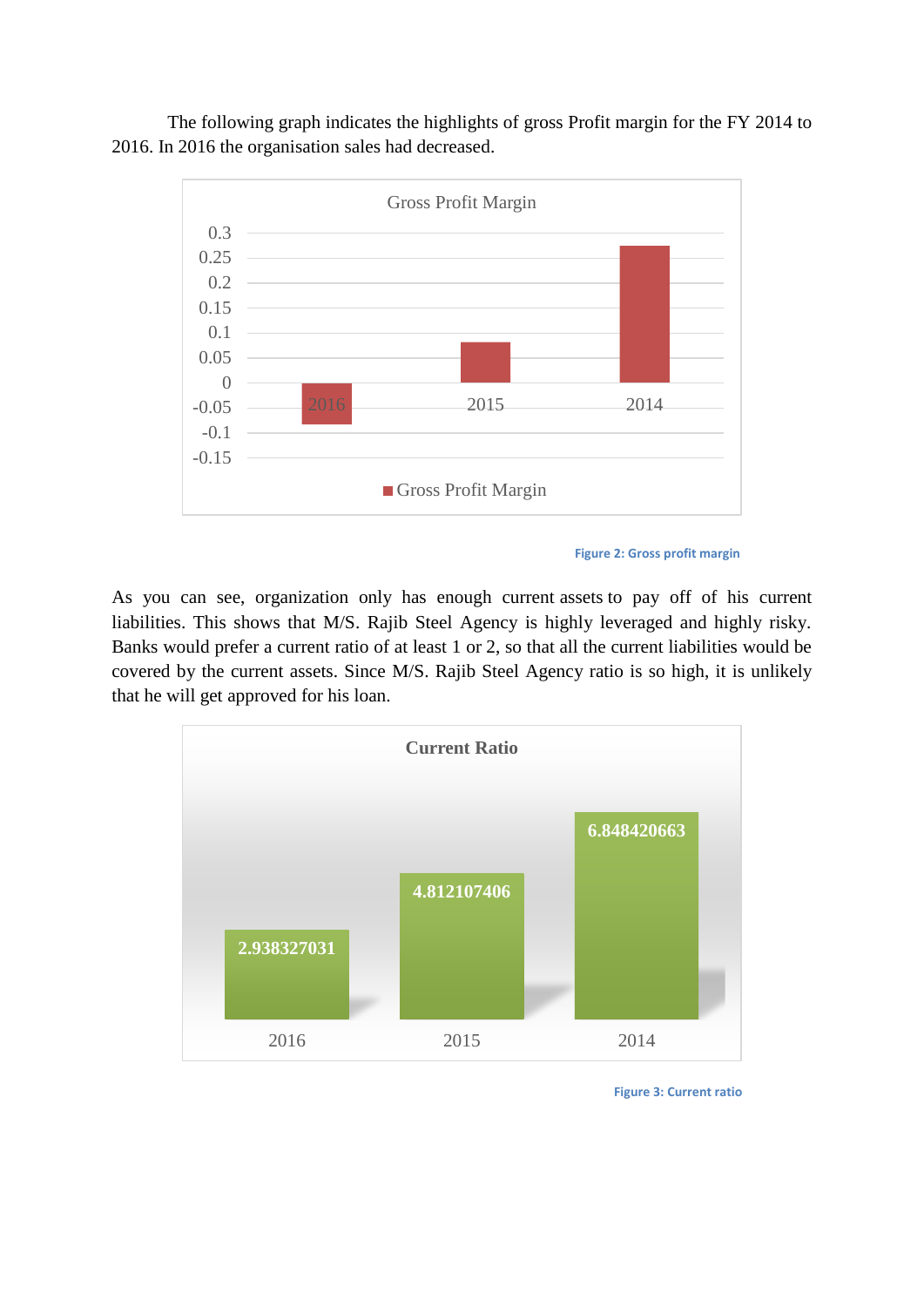The following graph indicates the highlights of gross Profit margin for the FY 2014 to 2016. In 2016 the organisation sales had decreased.

Figure 2: Gross profit margin

As you can see, organization only has enough current assets to pay off of his current liabilities. This shows that M/S. Rajib Steel Agency is highly leveraged and highly risky. Banks would prefer a current ratio of at least 1 or 2, so that all the current liabilities would be covered by the current assets. Since M/S. Rajib Steel Agency ratio is so high, it is unlikely that he will get approved for his loan.

Figure 3: Current ratio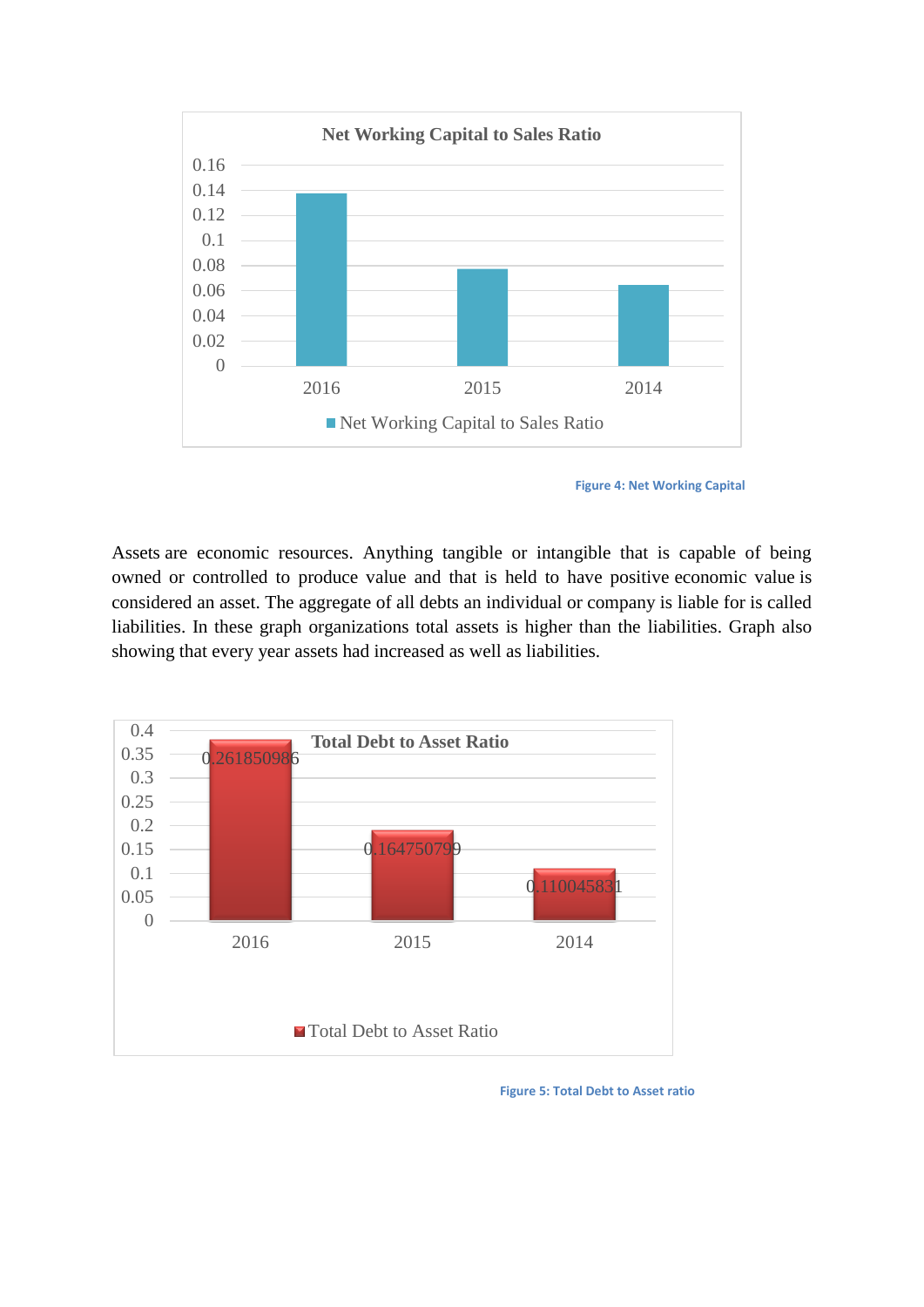Figure 4: Net Working Capital

Assets are economic resources. Anything tangible or intangible that is capable of being owned or controlled to produce value and that is held to have positive economic value is considered an asset. The aggregate of all debts an individual or company is liable for is called liabilities. In these graph organizations total assets is higher than the liabilities. Graph also showing that every year assets had increased as well as liabilities.

Figure 5: Total Debt to Asset ratio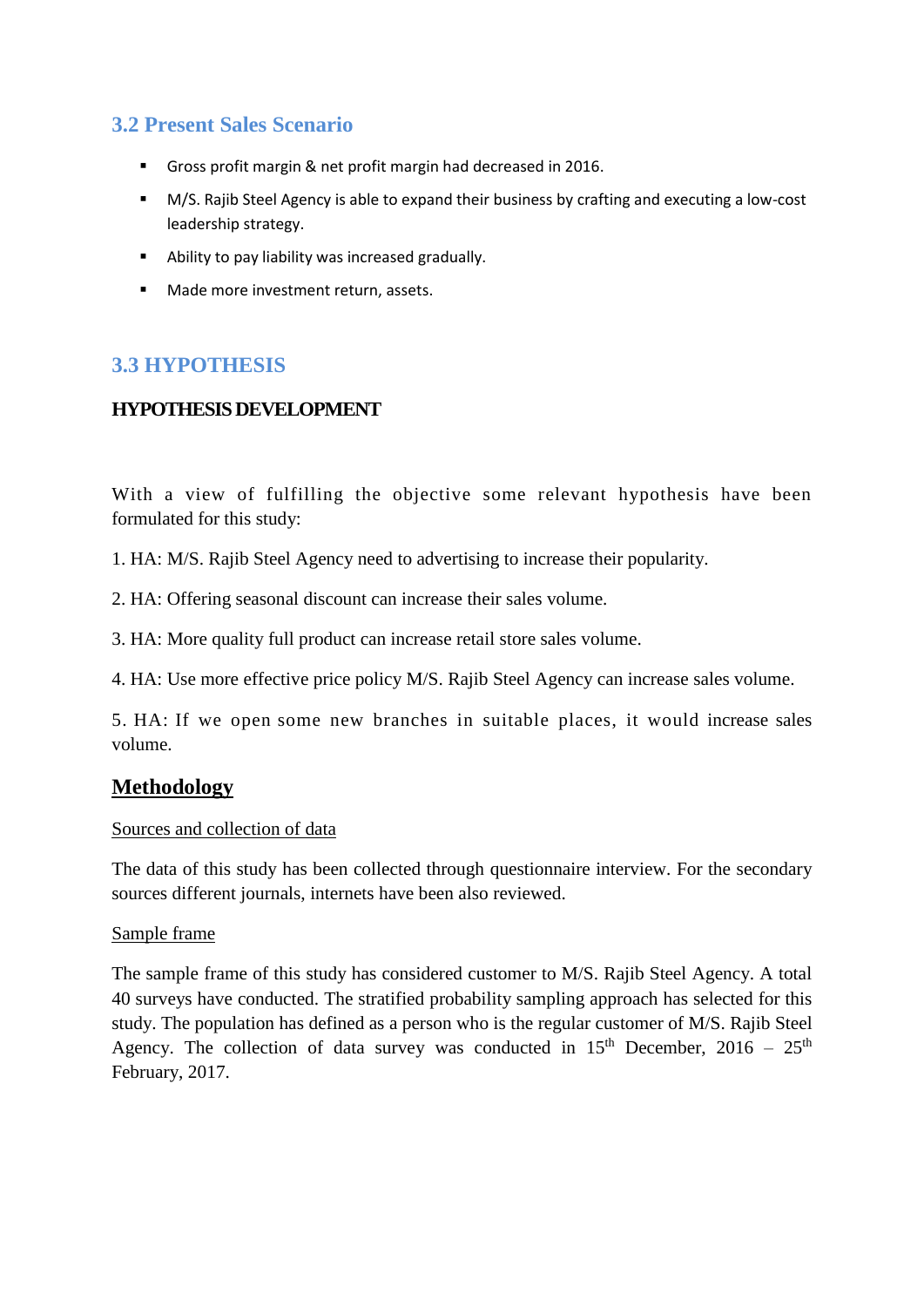## 3.2 Present Sales Scenario

- Gross profit margin & net profit margin had decreased in 2016.
- M/S. Rajib Steel Agency is able to expand their business by crafting and executing a low-cost leadership strategy.
- Ability to pay liability was increased gradually.
- Made more investment return, assets.

## 3.3 HYPOTHESIS

### HYPOTHESIS DEVELOPMENT

With a view of fulfilling the objective some relevant hypothesis have been formulated for this study:

1. HA: M/S. Rajib Steel Agency need to advertising to increase their popularity.

2. HA: Offering seasonal discount can increase their sales volume.

3. HA: More quality full product can increase retail store sales volume.

4. HA: Use more effective price policy M/S. Rajib Steel Agency can increase sales volume.

5. HA: If we open some new branches in suitable places, it would increase sales volume.

## Methodology

Sources and collection of data

The data of this study has been collected through questionnaire interview. For the secondary sources different journals, internets have been also reviewed.

Sample frame

The sample frame of this study has considered customer to M/S. Rajib Steel Agency. A total 40 surveys have conducted. The stratified probability sampling approach has selected for this study. The population has defined as a person who is the regular customer of M/S. Rajib Steel Agency. The collection of data survey was conducted in 15th December, 2016 – 25th February, 2017.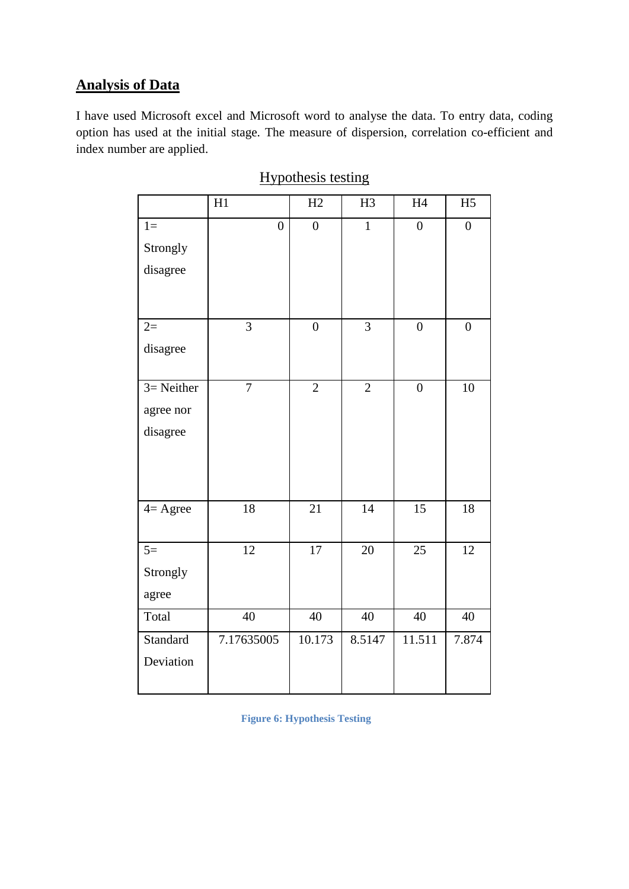## Analysis of Data

I have used Microsoft excel and Microsoft word to analyse the data. To entry data, coding option has used at the initial stage. The measure of dispersion, correlation co-efficient and index number are applied.

Hypothesis testing

| | H1 | H2 | H3 | H4 | H5 |
|---|---|---|---|---|---|
| 1= Strongly disagree | 0 | 0 | 1 | 0 | 0 |
| 2= disagree | 3 | 0 | 3 | 0 | 0 |
| 3= Neither agree nor disagree | 7 | 2 | 2 | 0 | 10 |
| 4= Agree | 18 | 21 | 14 | 15 | 18 |
| 5= Strongly agree | 12 | 17 | 20 | 25 | 12 |
| Total | 40 | 40 | 40 | 40 | 40 |
| Standard Deviation | 7.17635005 | 10.173 | 8.5147 | 11.511 | 7.874 |

**Figure 6: Hypothesis Testing**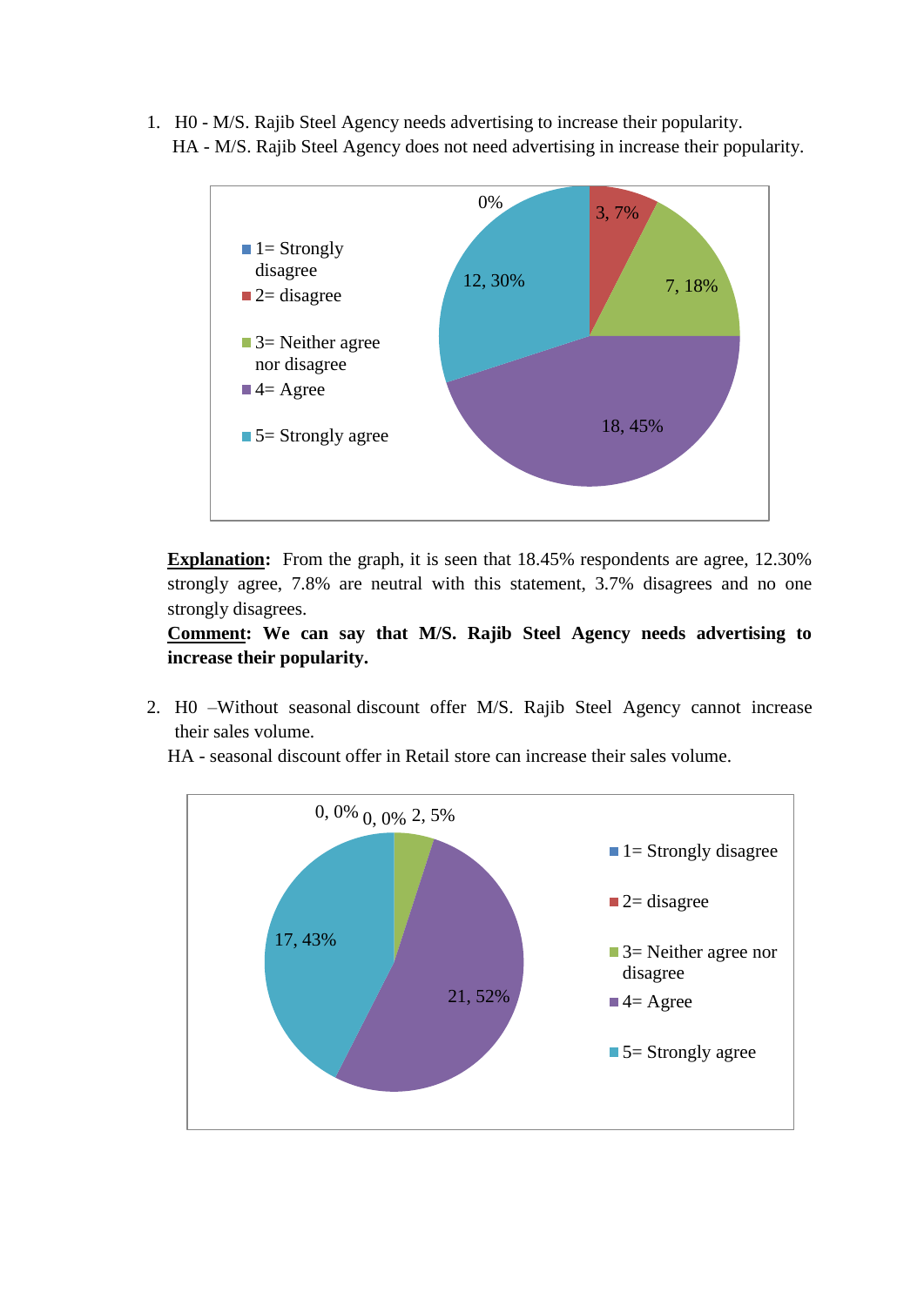1. H0 - M/S. Rajib Steel Agency needs advertising to increase their popularity.
   HA - M/S. Rajib Steel Agency does not need advertising in increase their popularity.

| Response | Count, % |
|---|---|
| 1= Strongly disagree | 0% |
| 2= disagree | 3, 7% |
| 3= Neither agree nor disagree | 7, 18% |
| 4= Agree | 18, 45% |
| 5= Strongly agree | 12, 30% |

**Explanation:** From the graph, it is seen that 18.45% respondents are agree, 12.30% strongly agree, 7.8% are neutral with this statement, 3.7% disagrees and no one strongly disagrees.

**Comment: We can say that M/S. Rajib Steel Agency needs advertising to increase their popularity.**

2. H0 –Without seasonal discount offer M/S. Rajib Steel Agency cannot increase their sales volume.
   HA - seasonal discount offer in Retail store can increase their sales volume.

| Response | Count, % |
|---|---|
| 1= Strongly disagree | 0, 0% |
| 2= disagree | 0, 0% |
| 3= Neither agree nor disagree | 2, 5% |
| 4= Agree | 21, 52% |
| 5= Strongly agree | 17, 43% |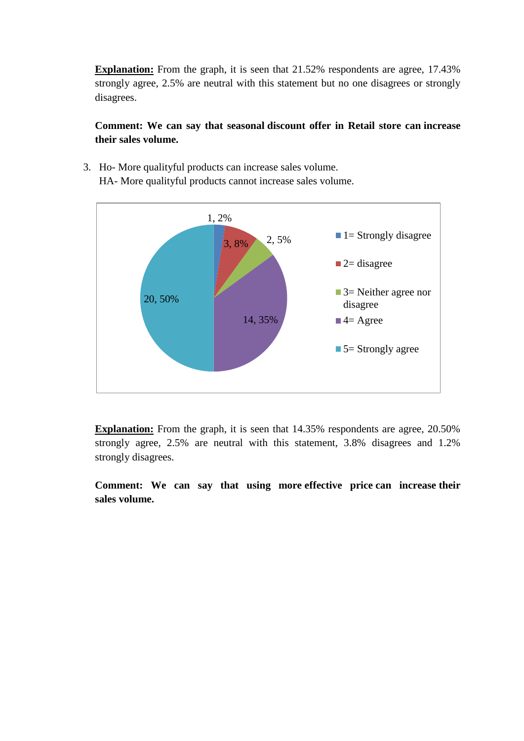**Explanation:** From the graph, it is seen that 21.52% respondents are agree, 17.43% strongly agree, 2.5% are neutral with this statement but no one disagrees or strongly disagrees.

**Comment: We can say that seasonal discount offer in Retail store can increase their sales volume.**

3. Ho- More qualityful products can increase sales volume.
   HA- More qualityful products cannot increase sales volume.

| Response | Count | Percentage |
|---|---|---|
| 1= Strongly disagree | 1 | 2% |
| 2= disagree | 3 | 8% |
| 3= Neither agree nor disagree | 2 | 5% |
| 4= Agree | 14 | 35% |
| 5= Strongly agree | 20 | 50% |

**Explanation:** From the graph, it is seen that 14.35% respondents are agree, 20.50% strongly agree, 2.5% are neutral with this statement, 3.8% disagrees and 1.2% strongly disagrees.

**Comment: We can say that using more effective price can increase their sales volume.**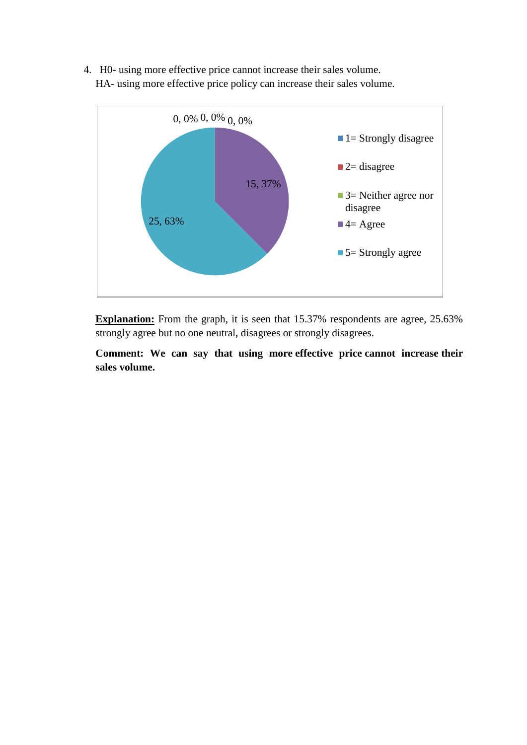4. H0- using more effective price cannot increase their sales volume.
   HA- using more effective price policy can increase their sales volume.

| Response | Count | Percentage |
|---|---|---|
| 1= Strongly disagree | 0 | 0% |
| 2= disagree | 0 | 0% |
| 3= Neither agree nor disagree | 0 | 0% |
| 4= Agree | 15 | 37% |
| 5= Strongly agree | 25 | 63% |

**<u>Explanation:</u>** From the graph, it is seen that 15.37% respondents are agree, 25.63% strongly agree but no one neutral, disagrees or strongly disagrees.

**Comment: We can say that using more effective price cannot increase their sales volume.**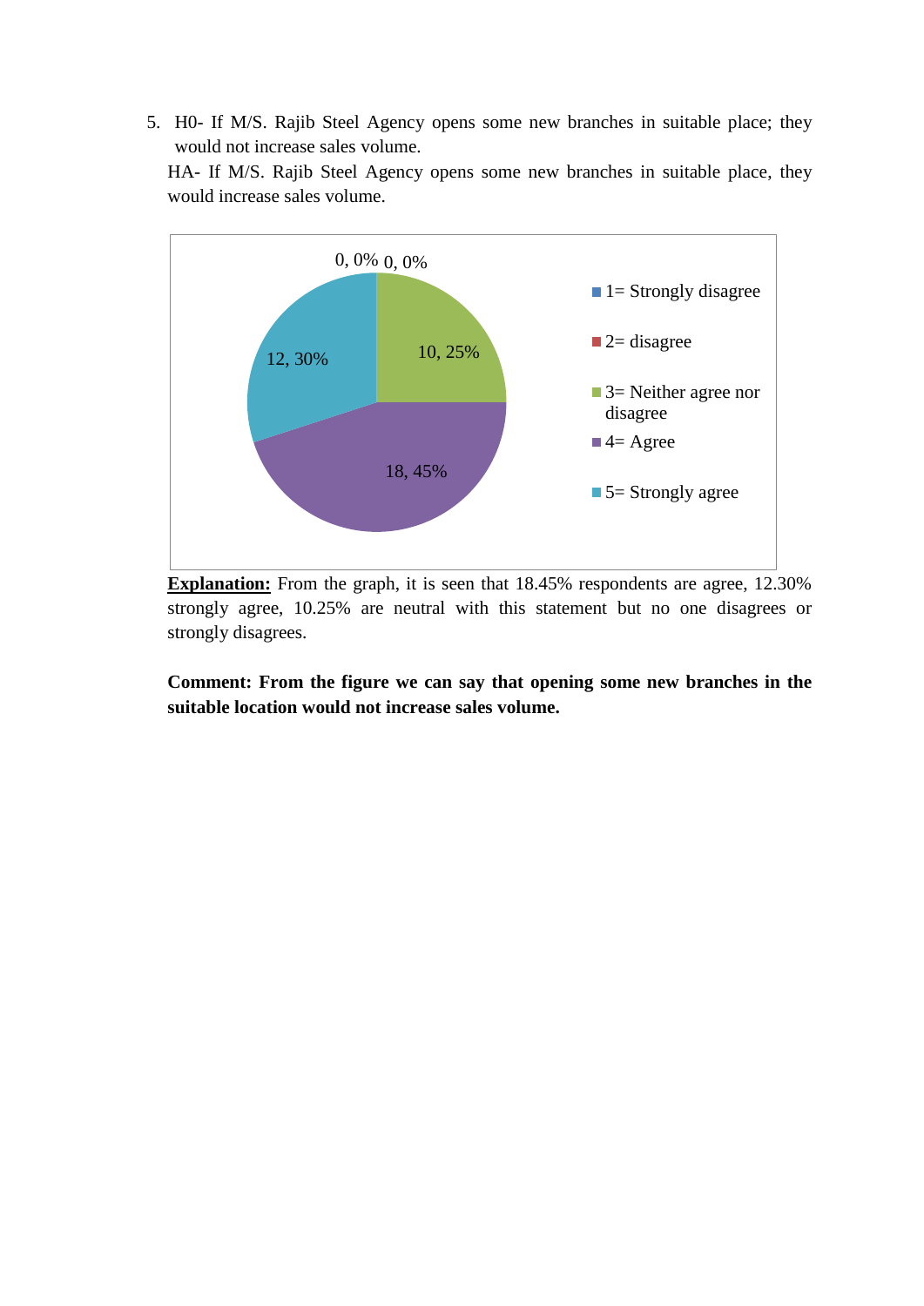5. H0- If M/S. Rajib Steel Agency opens some new branches in suitable place; they would not increase sales volume.

   HA- If M/S. Rajib Steel Agency opens some new branches in suitable place, they would increase sales volume.

| Response | Count | Percentage |
|---|---|---|
| 1= Strongly disagree | 0 | 0% |
| 2= disagree | 0 | 0% |
| 3= Neither agree nor disagree | 10 | 25% |
| 4= Agree | 18 | 45% |
| 5= Strongly agree | 12 | 30% |

**Explanation:** From the graph, it is seen that 18.45% respondents are agree, 12.30% strongly agree, 10.25% are neutral with this statement but no one disagrees or strongly disagrees.

**Comment: From the figure we can say that opening some new branches in the suitable location would not increase sales volume.**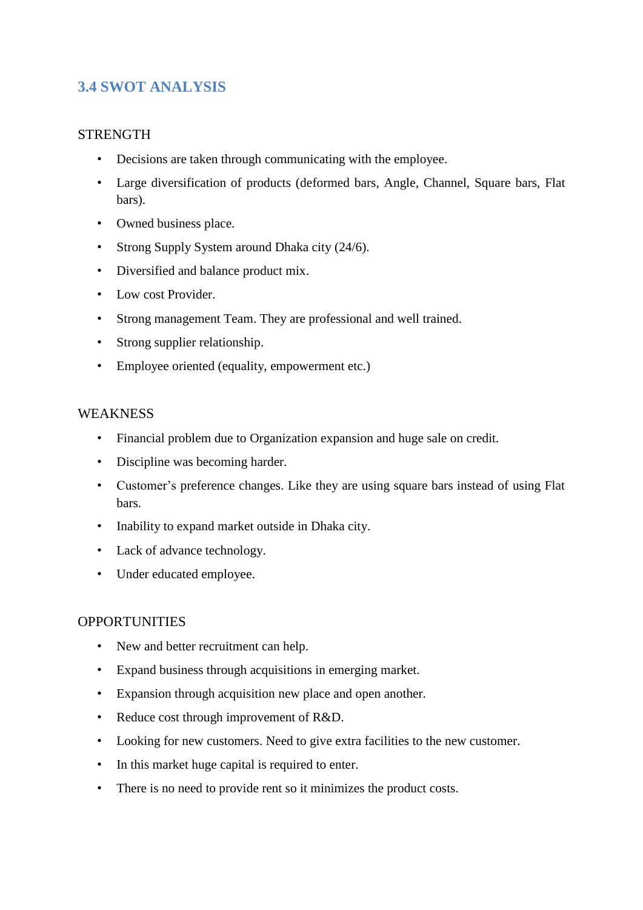## 3.4 SWOT ANALYSIS

STRENGTH

- Decisions are taken through communicating with the employee.
- Large diversification of products (deformed bars, Angle, Channel, Square bars, Flat bars).
- Owned business place.
- Strong Supply System around Dhaka city (24/6).
- Diversified and balance product mix.
- Low cost Provider.
- Strong management Team. They are professional and well trained.
- Strong supplier relationship.
- Employee oriented (equality, empowerment etc.)

WEAKNESS

- Financial problem due to Organization expansion and huge sale on credit.
- Discipline was becoming harder.
- Customer's preference changes. Like they are using square bars instead of using Flat bars.
- Inability to expand market outside in Dhaka city.
- Lack of advance technology.
- Under educated employee.

OPPORTUNITIES

- New and better recruitment can help.
- Expand business through acquisitions in emerging market.
- Expansion through acquisition new place and open another.
- Reduce cost through improvement of R&D.
- Looking for new customers. Need to give extra facilities to the new customer.
- In this market huge capital is required to enter.
- There is no need to provide rent so it minimizes the product costs.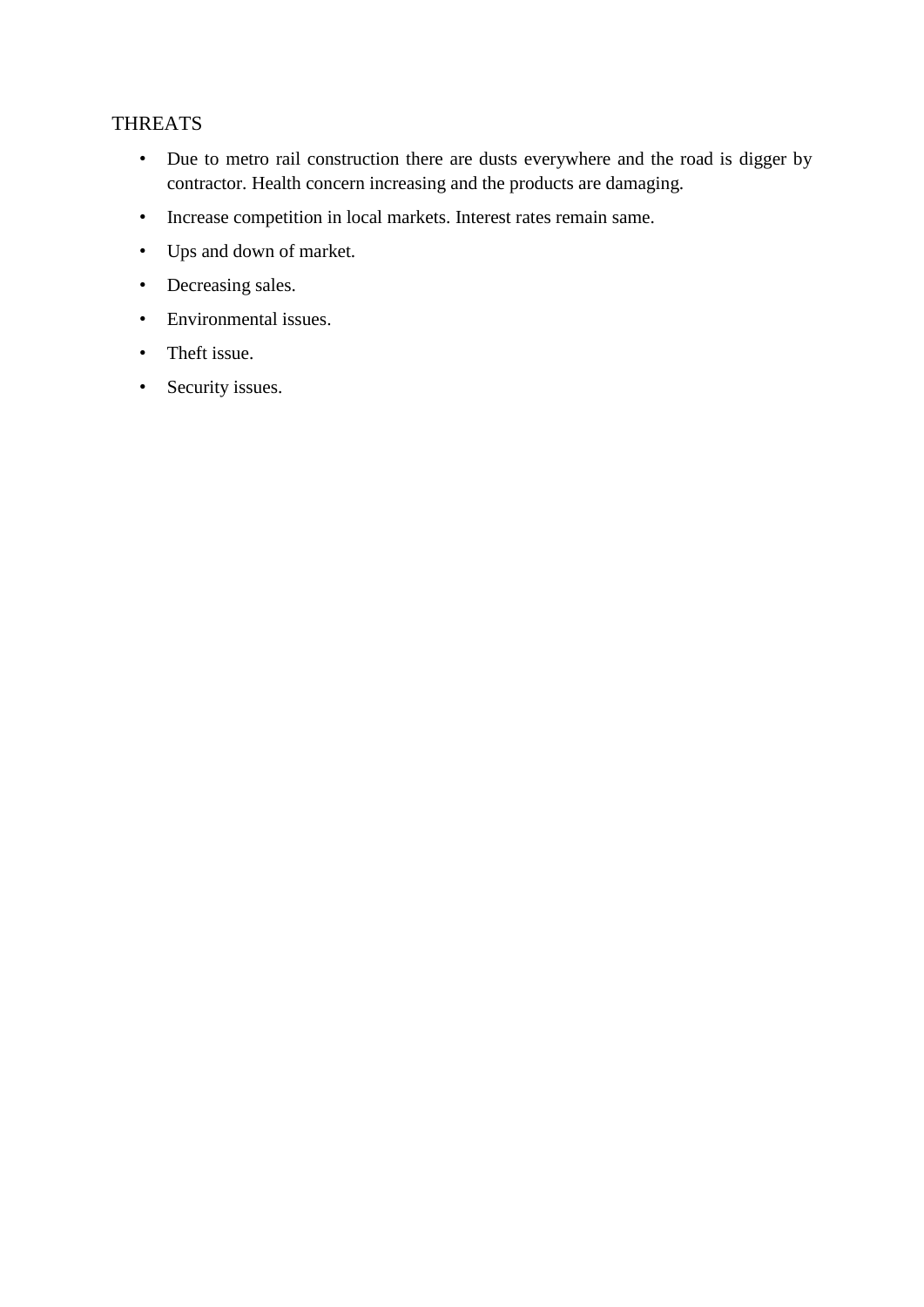THREATS

- Due to metro rail construction there are dusts everywhere and the road is digger by contractor. Health concern increasing and the products are damaging.
- Increase competition in local markets. Interest rates remain same.
- Ups and down of market.
- Decreasing sales.
- Environmental issues.
- Theft issue.
- Security issues.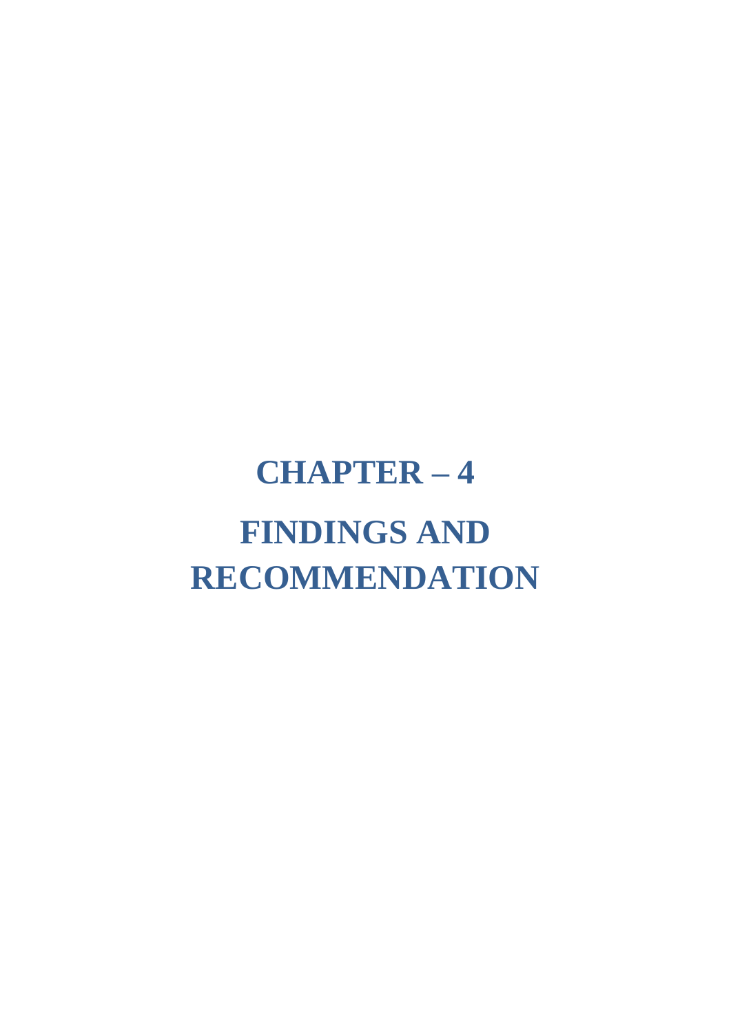# CHAPTER – 4

# FINDINGS AND RECOMMENDATION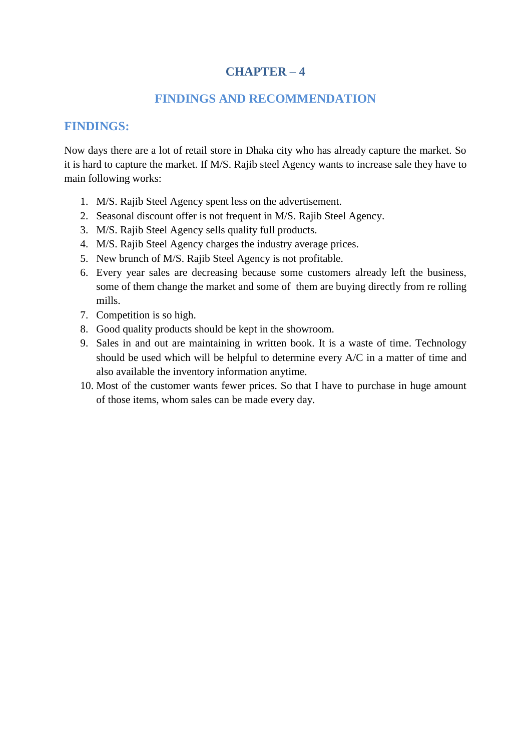# CHAPTER – 4

## FINDINGS AND RECOMMENDATION

### FINDINGS:

Now days there are a lot of retail store in Dhaka city who has already capture the market. So it is hard to capture the market. If M/S. Rajib steel Agency wants to increase sale they have to main following works:

1. M/S. Rajib Steel Agency spent less on the advertisement.
2. Seasonal discount offer is not frequent in M/S. Rajib Steel Agency.
3. M/S. Rajib Steel Agency sells quality full products.
4. M/S. Rajib Steel Agency charges the industry average prices.
5. New brunch of M/S. Rajib Steel Agency is not profitable.
6. Every year sales are decreasing because some customers already left the business, some of them change the market and some of them are buying directly from re rolling mills.
7. Competition is so high.
8. Good quality products should be kept in the showroom.
9. Sales in and out are maintaining in written book. It is a waste of time. Technology should be used which will be helpful to determine every A/C in a matter of time and also available the inventory information anytime.
10. Most of the customer wants fewer prices. So that I have to purchase in huge amount of those items, whom sales can be made every day.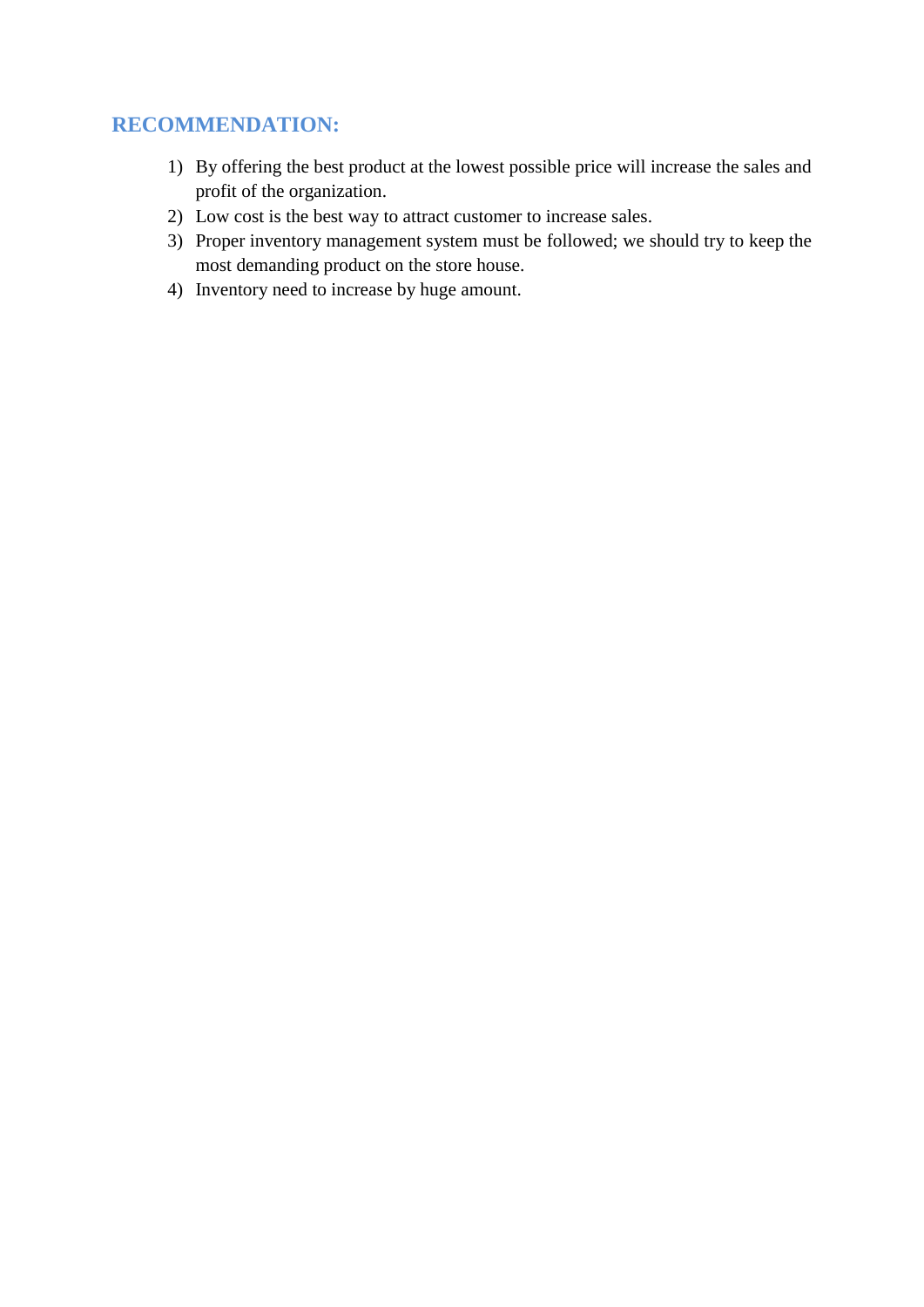## RECOMMENDATION:

1) By offering the best product at the lowest possible price will increase the sales and profit of the organization.
2) Low cost is the best way to attract customer to increase sales.
3) Proper inventory management system must be followed; we should try to keep the most demanding product on the store house.
4) Inventory need to increase by huge amount.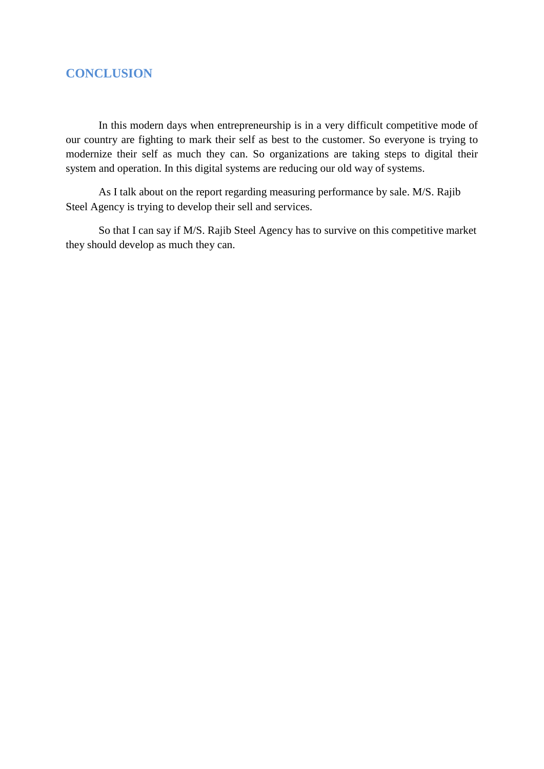## CONCLUSION

In this modern days when entrepreneurship is in a very difficult competitive mode of our country are fighting to mark their self as best to the customer. So everyone is trying to modernize their self as much they can. So organizations are taking steps to digital their system and operation. In this digital systems are reducing our old way of systems.

As I talk about on the report regarding measuring performance by sale. M/S. Rajib Steel Agency is trying to develop their sell and services.

So that I can say if M/S. Rajib Steel Agency has to survive on this competitive market they should develop as much they can.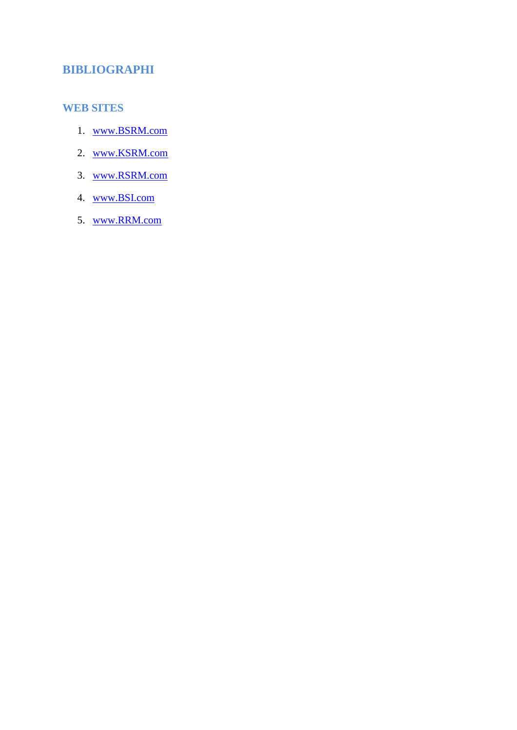## BIBLIOGRAPHI

### WEB SITES

1. www.BSRM.com
2. www.KSRM.com
3. www.RSRM.com
4. www.BSI.com
5. www.RRM.com